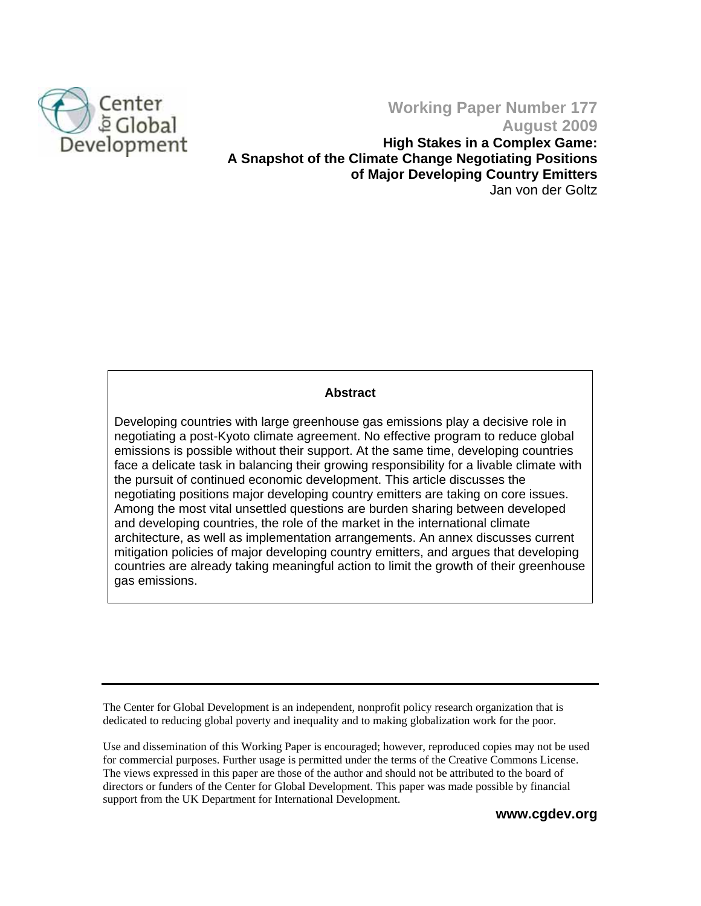Center for Global Development

**Working Paper Number 177**
**August 2009**

# High Stakes in a Complex Game: A Snapshot of the Climate Change Negotiating Positions of Major Developing Country Emitters

Jan von der Goltz

## Abstract

Developing countries with large greenhouse gas emissions play a decisive role in negotiating a post-Kyoto climate agreement. No effective program to reduce global emissions is possible without their support. At the same time, developing countries face a delicate task in balancing their growing responsibility for a livable climate with the pursuit of continued economic development. This article discusses the negotiating positions major developing country emitters are taking on core issues. Among the most vital unsettled questions are burden sharing between developed and developing countries, the role of the market in the international climate architecture, as well as implementation arrangements. An annex discusses current mitigation policies of major developing country emitters, and argues that developing countries are already taking meaningful action to limit the growth of their greenhouse gas emissions.

---

The Center for Global Development is an independent, nonprofit policy research organization that is dedicated to reducing global poverty and inequality and to making globalization work for the poor.

Use and dissemination of this Working Paper is encouraged; however, reproduced copies may not be used for commercial purposes. Further usage is permitted under the terms of the Creative Commons License. The views expressed in this paper are those of the author and should not be attributed to the board of directors or funders of the Center for Global Development. This paper was made possible by financial support from the UK Department for International Development.

**www.cgdev.org**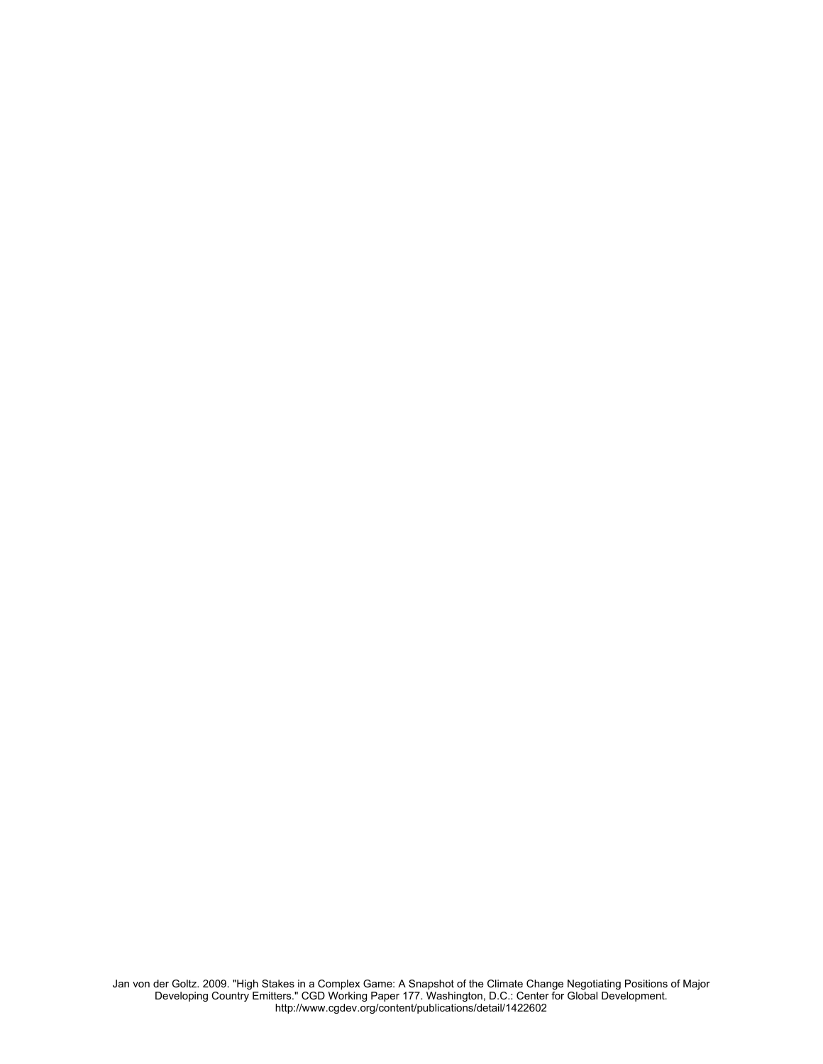Jan von der Goltz. 2009. "High Stakes in a Complex Game: A Snapshot of the Climate Change Negotiating Positions of Major Developing Country Emitters." CGD Working Paper 177. Washington, D.C.: Center for Global Development. http://www.cgdev.org/content/publications/detail/1422602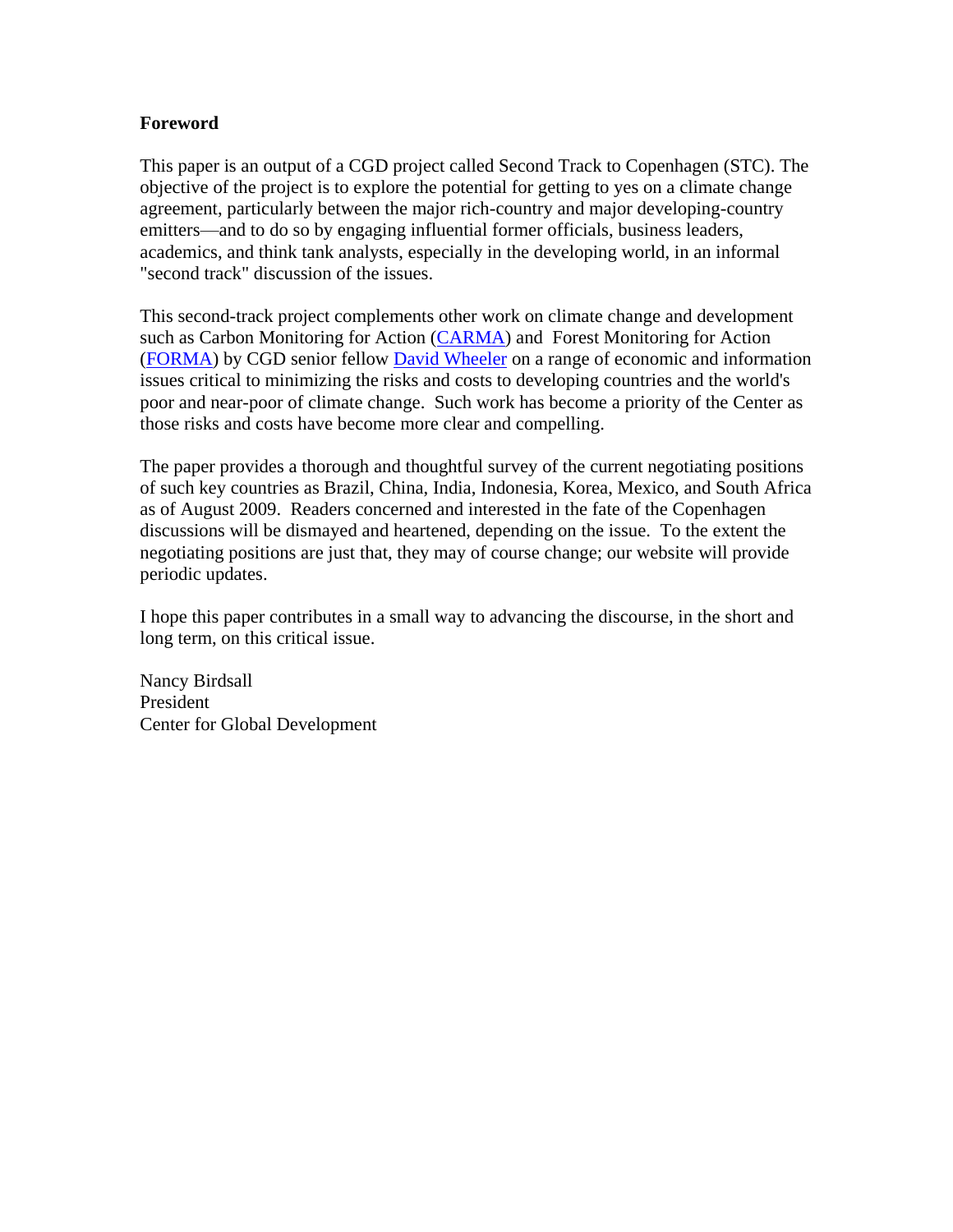**Foreword**

This paper is an output of a CGD project called Second Track to Copenhagen (STC). The objective of the project is to explore the potential for getting to yes on a climate change agreement, particularly between the major rich-country and major developing-country emitters—and to do so by engaging influential former officials, business leaders, academics, and think tank analysts, especially in the developing world, in an informal "second track" discussion of the issues.

This second-track project complements other work on climate change and development such as Carbon Monitoring for Action (CARMA) and Forest Monitoring for Action (FORMA) by CGD senior fellow David Wheeler on a range of economic and information issues critical to minimizing the risks and costs to developing countries and the world's poor and near-poor of climate change. Such work has become a priority of the Center as those risks and costs have become more clear and compelling.

The paper provides a thorough and thoughtful survey of the current negotiating positions of such key countries as Brazil, China, India, Indonesia, Korea, Mexico, and South Africa as of August 2009. Readers concerned and interested in the fate of the Copenhagen discussions will be dismayed and heartened, depending on the issue. To the extent the negotiating positions are just that, they may of course change; our website will provide periodic updates.

I hope this paper contributes in a small way to advancing the discourse, in the short and long term, on this critical issue.

Nancy Birdsall
President
Center for Global Development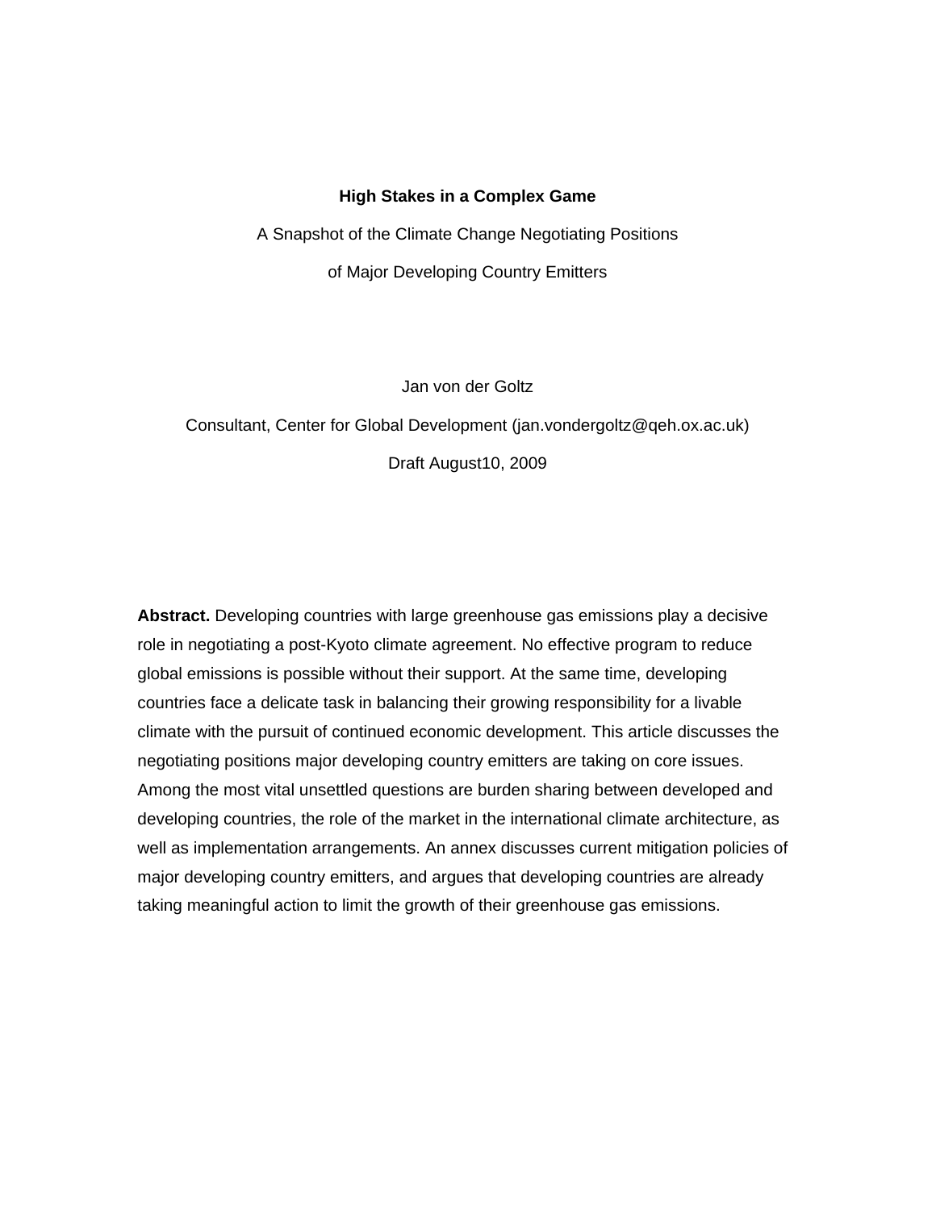**High Stakes in a Complex Game**

A Snapshot of the Climate Change Negotiating Positions

of Major Developing Country Emitters

Jan von der Goltz

Consultant, Center for Global Development (jan.vondergoltz@qeh.ox.ac.uk)

Draft August10, 2009

**Abstract.** Developing countries with large greenhouse gas emissions play a decisive role in negotiating a post-Kyoto climate agreement. No effective program to reduce global emissions is possible without their support. At the same time, developing countries face a delicate task in balancing their growing responsibility for a livable climate with the pursuit of continued economic development. This article discusses the negotiating positions major developing country emitters are taking on core issues. Among the most vital unsettled questions are burden sharing between developed and developing countries, the role of the market in the international climate architecture, as well as implementation arrangements. An annex discusses current mitigation policies of major developing country emitters, and argues that developing countries are already taking meaningful action to limit the growth of their greenhouse gas emissions.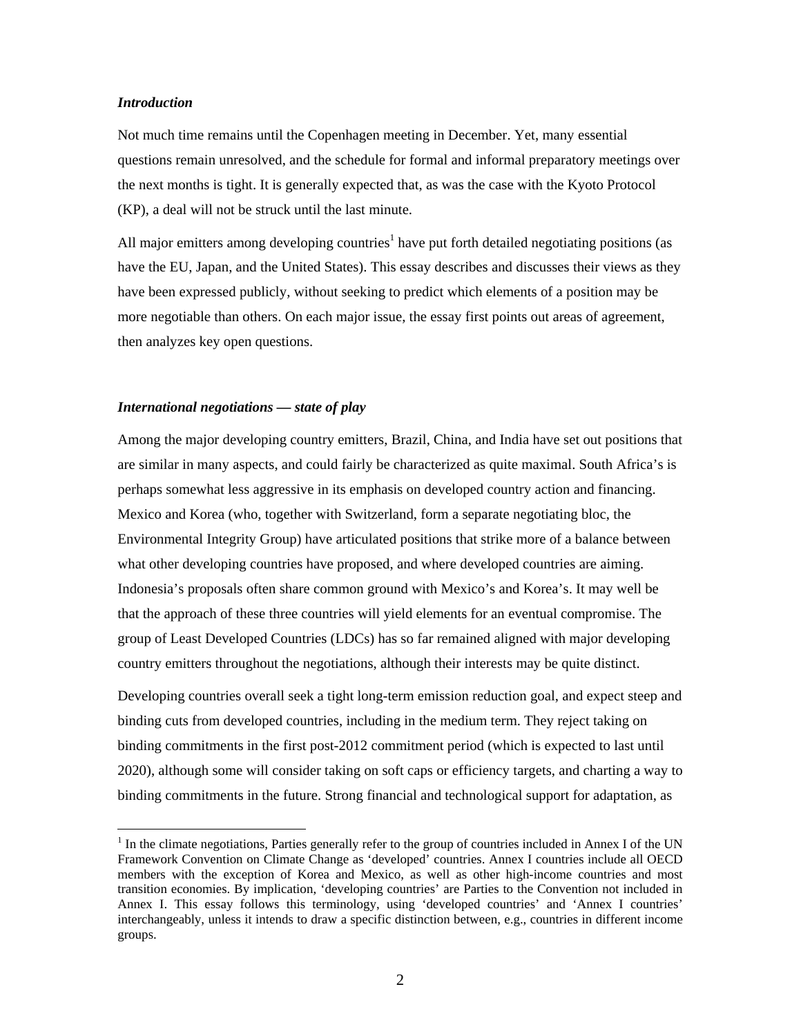***Introduction***

Not much time remains until the Copenhagen meeting in December. Yet, many essential questions remain unresolved, and the schedule for formal and informal preparatory meetings over the next months is tight. It is generally expected that, as was the case with the Kyoto Protocol (KP), a deal will not be struck until the last minute.

All major emitters among developing countries[1] have put forth detailed negotiating positions (as have the EU, Japan, and the United States). This essay describes and discusses their views as they have been expressed publicly, without seeking to predict which elements of a position may be more negotiable than others. On each major issue, the essay first points out areas of agreement, then analyzes key open questions.

***International negotiations — state of play***

Among the major developing country emitters, Brazil, China, and India have set out positions that are similar in many aspects, and could fairly be characterized as quite maximal. South Africa's is perhaps somewhat less aggressive in its emphasis on developed country action and financing. Mexico and Korea (who, together with Switzerland, form a separate negotiating bloc, the Environmental Integrity Group) have articulated positions that strike more of a balance between what other developing countries have proposed, and where developed countries are aiming. Indonesia's proposals often share common ground with Mexico's and Korea's. It may well be that the approach of these three countries will yield elements for an eventual compromise. The group of Least Developed Countries (LDCs) has so far remained aligned with major developing country emitters throughout the negotiations, although their interests may be quite distinct.

Developing countries overall seek a tight long-term emission reduction goal, and expect steep and binding cuts from developed countries, including in the medium term. They reject taking on binding commitments in the first post-2012 commitment period (which is expected to last until 2020), although some will consider taking on soft caps or efficiency targets, and charting a way to binding commitments in the future. Strong financial and technological support for adaptation, as

[1] In the climate negotiations, Parties generally refer to the group of countries included in Annex I of the UN Framework Convention on Climate Change as 'developed' countries. Annex I countries include all OECD members with the exception of Korea and Mexico, as well as other high-income countries and most transition economies. By implication, 'developing countries' are Parties to the Convention not included in Annex I. This essay follows this terminology, using 'developed countries' and 'Annex I countries' interchangeably, unless it intends to draw a specific distinction between, e.g., countries in different income groups.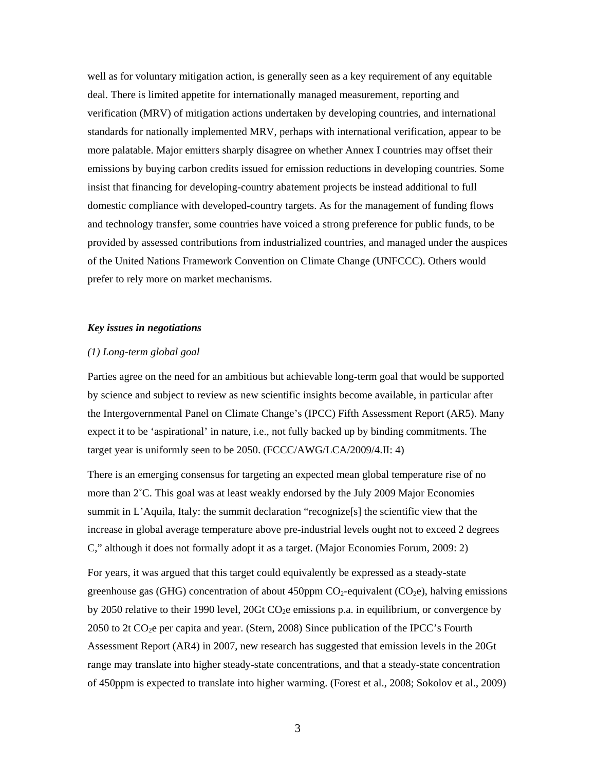well as for voluntary mitigation action, is generally seen as a key requirement of any equitable deal. There is limited appetite for internationally managed measurement, reporting and verification (MRV) of mitigation actions undertaken by developing countries, and international standards for nationally implemented MRV, perhaps with international verification, appear to be more palatable. Major emitters sharply disagree on whether Annex I countries may offset their emissions by buying carbon credits issued for emission reductions in developing countries. Some insist that financing for developing-country abatement projects be instead additional to full domestic compliance with developed-country targets. As for the management of funding flows and technology transfer, some countries have voiced a strong preference for public funds, to be provided by assessed contributions from industrialized countries, and managed under the auspices of the United Nations Framework Convention on Climate Change (UNFCCC). Others would prefer to rely more on market mechanisms.

### ***Key issues in negotiations***

*(1) Long-term global goal*

Parties agree on the need for an ambitious but achievable long-term goal that would be supported by science and subject to review as new scientific insights become available, in particular after the Intergovernmental Panel on Climate Change's (IPCC) Fifth Assessment Report (AR5). Many expect it to be 'aspirational' in nature, i.e., not fully backed up by binding commitments. The target year is uniformly seen to be 2050. (FCCC/AWG/LCA/2009/4.II: 4)

There is an emerging consensus for targeting an expected mean global temperature rise of no more than 2˚C. This goal was at least weakly endorsed by the July 2009 Major Economies summit in L'Aquila, Italy: the summit declaration "recognize[s] the scientific view that the increase in global average temperature above pre-industrial levels ought not to exceed 2 degrees C," although it does not formally adopt it as a target. (Major Economies Forum, 2009: 2)

For years, it was argued that this target could equivalently be expressed as a steady-state greenhouse gas (GHG) concentration of about 450ppm $CO_2$-equivalent ($CO_2e$), halving emissions by 2050 relative to their 1990 level, 20Gt $CO_2e$ emissions p.a. in equilibrium, or convergence by 2050 to 2t $CO_2e$ per capita and year. (Stern, 2008) Since publication of the IPCC's Fourth Assessment Report (AR4) in 2007, new research has suggested that emission levels in the 20Gt range may translate into higher steady-state concentrations, and that a steady-state concentration of 450ppm is expected to translate into higher warming. (Forest et al., 2008; Sokolov et al., 2009)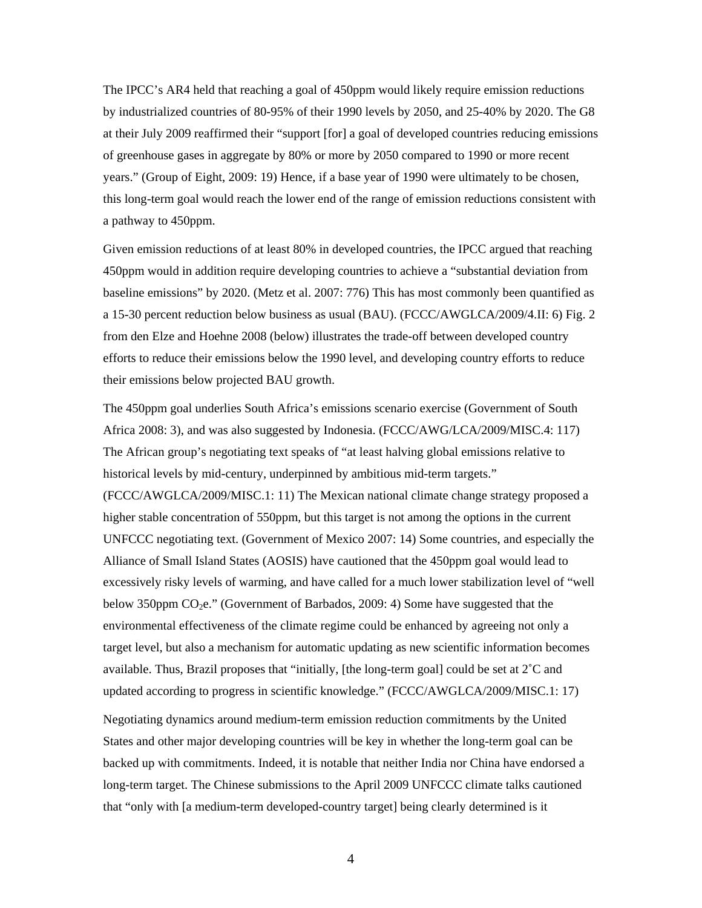The IPCC's AR4 held that reaching a goal of 450ppm would likely require emission reductions by industrialized countries of 80-95% of their 1990 levels by 2050, and 25-40% by 2020. The G8 at their July 2009 reaffirmed their "support [for] a goal of developed countries reducing emissions of greenhouse gases in aggregate by 80% or more by 2050 compared to 1990 or more recent years." (Group of Eight, 2009: 19) Hence, if a base year of 1990 were ultimately to be chosen, this long-term goal would reach the lower end of the range of emission reductions consistent with a pathway to 450ppm.

Given emission reductions of at least 80% in developed countries, the IPCC argued that reaching 450ppm would in addition require developing countries to achieve a "substantial deviation from baseline emissions" by 2020. (Metz et al. 2007: 776) This has most commonly been quantified as a 15-30 percent reduction below business as usual (BAU). (FCCC/AWGLCA/2009/4.II: 6) Fig. 2 from den Elze and Hoehne 2008 (below) illustrates the trade-off between developed country efforts to reduce their emissions below the 1990 level, and developing country efforts to reduce their emissions below projected BAU growth.

The 450ppm goal underlies South Africa's emissions scenario exercise (Government of South Africa 2008: 3), and was also suggested by Indonesia. (FCCC/AWG/LCA/2009/MISC.4: 117) The African group's negotiating text speaks of "at least halving global emissions relative to historical levels by mid-century, underpinned by ambitious mid-term targets." (FCCC/AWGLCA/2009/MISC.1: 11) The Mexican national climate change strategy proposed a higher stable concentration of 550ppm, but this target is not among the options in the current UNFCCC negotiating text. (Government of Mexico 2007: 14) Some countries, and especially the Alliance of Small Island States (AOSIS) have cautioned that the 450ppm goal would lead to excessively risky levels of warming, and have called for a much lower stabilization level of "well below 350ppm $CO_2$e." (Government of Barbados, 2009: 4) Some have suggested that the environmental effectiveness of the climate regime could be enhanced by agreeing not only a target level, but also a mechanism for automatic updating as new scientific information becomes available. Thus, Brazil proposes that "initially, [the long-term goal] could be set at 2˚C and updated according to progress in scientific knowledge." (FCCC/AWGLCA/2009/MISC.1: 17)

Negotiating dynamics around medium-term emission reduction commitments by the United States and other major developing countries will be key in whether the long-term goal can be backed up with commitments. Indeed, it is notable that neither India nor China have endorsed a long-term target. The Chinese submissions to the April 2009 UNFCCC climate talks cautioned that "only with [a medium-term developed-country target] being clearly determined is it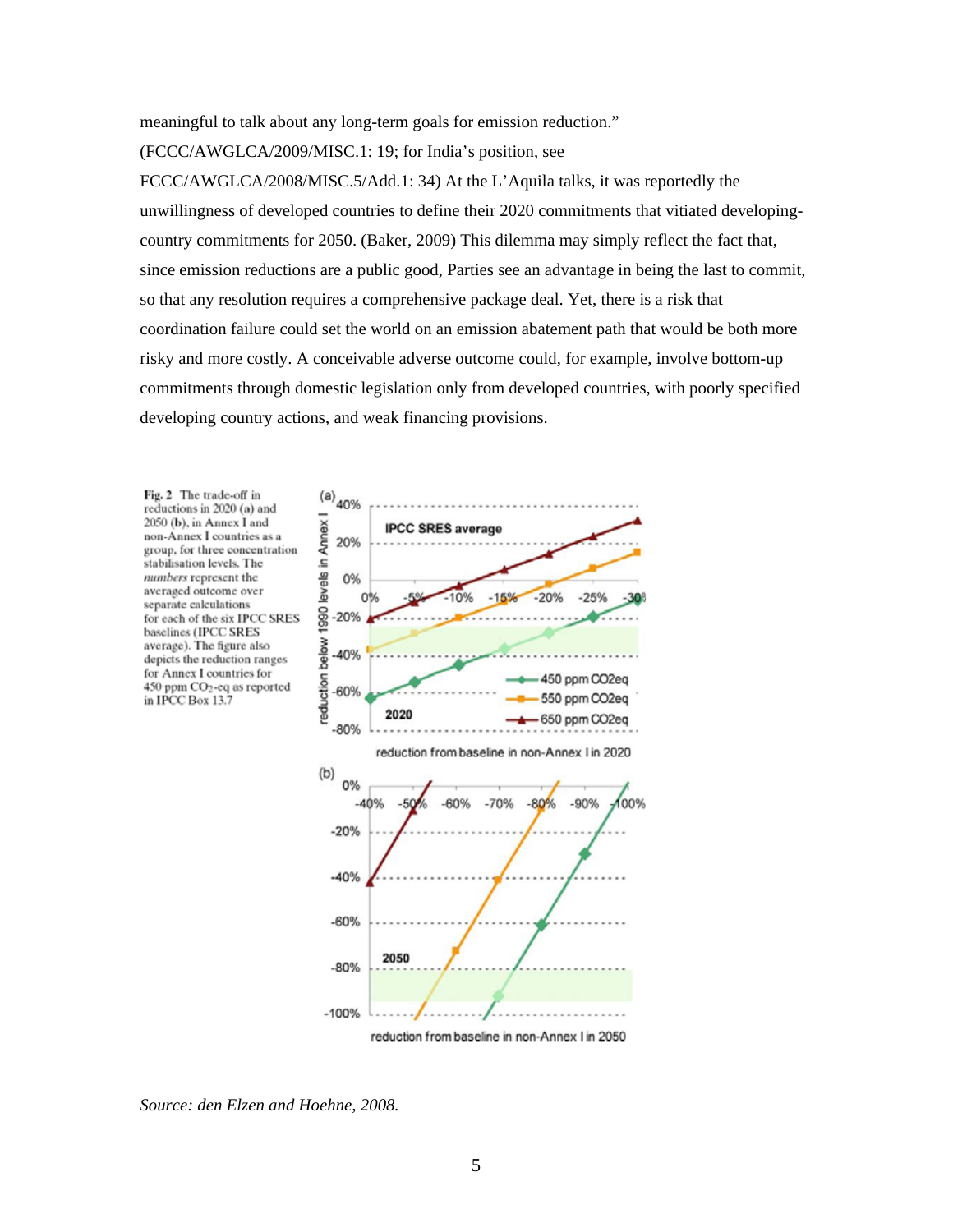meaningful to talk about any long-term goals for emission reduction." (FCCC/AWGLCA/2009/MISC.1: 19; for India's position, see FCCC/AWGLCA/2008/MISC.5/Add.1: 34) At the L'Aquila talks, it was reportedly the unwillingness of developed countries to define their 2020 commitments that vitiated developing-country commitments for 2050. (Baker, 2009) This dilemma may simply reflect the fact that, since emission reductions are a public good, Parties see an advantage in being the last to commit, so that any resolution requires a comprehensive package deal. Yet, there is a risk that coordination failure could set the world on an emission abatement path that would be both more risky and more costly. A conceivable adverse outcome could, for example, involve bottom-up commitments through domestic legislation only from developed countries, with poorly specified developing country actions, and weak financing provisions.

**Fig. 2** The trade-off in reductions in 2020 (**a**) and 2050 (**b**), in Annex I and non-Annex I countries as a group, for three concentration stabilisation levels. The *numbers* represent the averaged outcome over separate calculations for each of the six IPCC SRES baselines (IPCC SRES average). The figure also depicts the reduction ranges for Annex I countries for 450 ppm $CO_2$-eq as reported in IPCC Box 13.7

*Source: den Elzen and Hoehne, 2008.*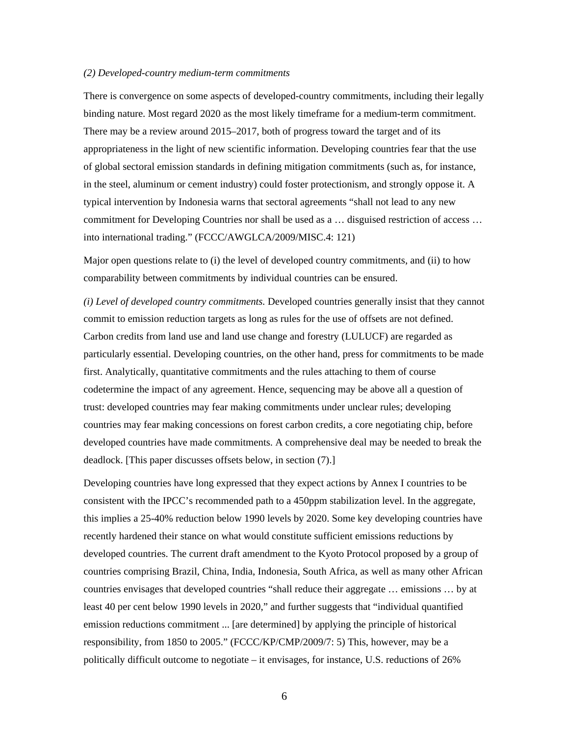*(2) Developed-country medium-term commitments*

There is convergence on some aspects of developed-country commitments, including their legally binding nature. Most regard 2020 as the most likely timeframe for a medium-term commitment. There may be a review around 2015–2017, both of progress toward the target and of its appropriateness in the light of new scientific information. Developing countries fear that the use of global sectoral emission standards in defining mitigation commitments (such as, for instance, in the steel, aluminum or cement industry) could foster protectionism, and strongly oppose it. A typical intervention by Indonesia warns that sectoral agreements "shall not lead to any new commitment for Developing Countries nor shall be used as a … disguised restriction of access … into international trading." (FCCC/AWGLCA/2009/MISC.4: 121)

Major open questions relate to (i) the level of developed country commitments, and (ii) to how comparability between commitments by individual countries can be ensured.

*(i) Level of developed country commitments.* Developed countries generally insist that they cannot commit to emission reduction targets as long as rules for the use of offsets are not defined. Carbon credits from land use and land use change and forestry (LULUCF) are regarded as particularly essential. Developing countries, on the other hand, press for commitments to be made first. Analytically, quantitative commitments and the rules attaching to them of course codetermine the impact of any agreement. Hence, sequencing may be above all a question of trust: developed countries may fear making commitments under unclear rules; developing countries may fear making concessions on forest carbon credits, a core negotiating chip, before developed countries have made commitments. A comprehensive deal may be needed to break the deadlock. [This paper discusses offsets below, in section (7).]

Developing countries have long expressed that they expect actions by Annex I countries to be consistent with the IPCC's recommended path to a 450ppm stabilization level. In the aggregate, this implies a 25-40% reduction below 1990 levels by 2020. Some key developing countries have recently hardened their stance on what would constitute sufficient emissions reductions by developed countries. The current draft amendment to the Kyoto Protocol proposed by a group of countries comprising Brazil, China, India, Indonesia, South Africa, as well as many other African countries envisages that developed countries "shall reduce their aggregate … emissions … by at least 40 per cent below 1990 levels in 2020," and further suggests that "individual quantified emission reductions commitment ... [are determined] by applying the principle of historical responsibility, from 1850 to 2005." (FCCC/KP/CMP/2009/7: 5) This, however, may be a politically difficult outcome to negotiate – it envisages, for instance, U.S. reductions of 26%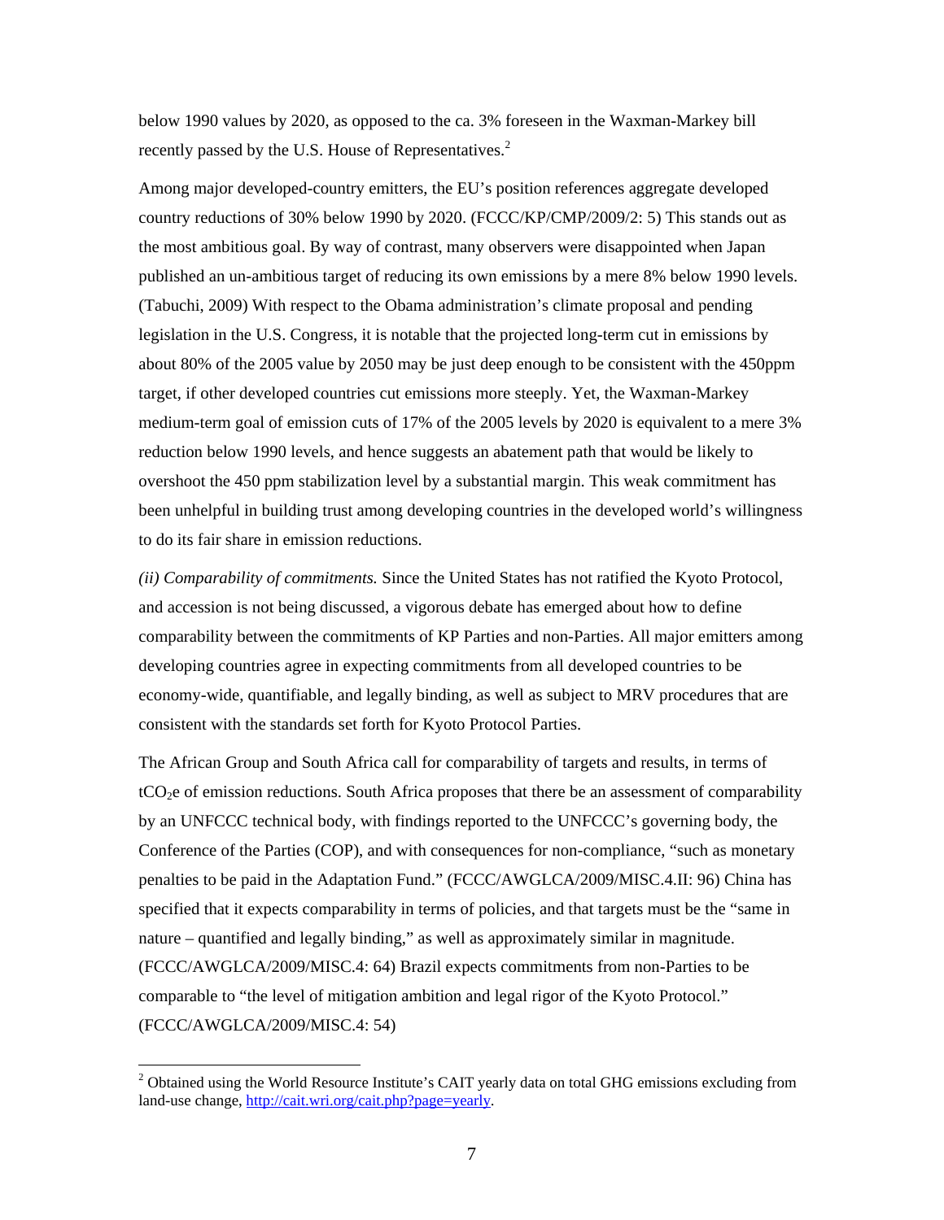below 1990 values by 2020, as opposed to the ca. 3% foreseen in the Waxman-Markey bill recently passed by the U.S. House of Representatives.[2]

Among major developed-country emitters, the EU's position references aggregate developed country reductions of 30% below 1990 by 2020. (FCCC/KP/CMP/2009/2: 5) This stands out as the most ambitious goal. By way of contrast, many observers were disappointed when Japan published an un-ambitious target of reducing its own emissions by a mere 8% below 1990 levels. (Tabuchi, 2009) With respect to the Obama administration's climate proposal and pending legislation in the U.S. Congress, it is notable that the projected long-term cut in emissions by about 80% of the 2005 value by 2050 may be just deep enough to be consistent with the 450ppm target, if other developed countries cut emissions more steeply. Yet, the Waxman-Markey medium-term goal of emission cuts of 17% of the 2005 levels by 2020 is equivalent to a mere 3% reduction below 1990 levels, and hence suggests an abatement path that would be likely to overshoot the 450 ppm stabilization level by a substantial margin. This weak commitment has been unhelpful in building trust among developing countries in the developed world's willingness to do its fair share in emission reductions.

*(ii) Comparability of commitments.* Since the United States has not ratified the Kyoto Protocol, and accession is not being discussed, a vigorous debate has emerged about how to define comparability between the commitments of KP Parties and non-Parties. All major emitters among developing countries agree in expecting commitments from all developed countries to be economy-wide, quantifiable, and legally binding, as well as subject to MRV procedures that are consistent with the standards set forth for Kyoto Protocol Parties.

The African Group and South Africa call for comparability of targets and results, in terms of $tCO_2e$ of emission reductions. South Africa proposes that there be an assessment of comparability by an UNFCCC technical body, with findings reported to the UNFCCC's governing body, the Conference of the Parties (COP), and with consequences for non-compliance, "such as monetary penalties to be paid in the Adaptation Fund." (FCCC/AWGLCA/2009/MISC.4.II: 96) China has specified that it expects comparability in terms of policies, and that targets must be the "same in nature – quantified and legally binding," as well as approximately similar in magnitude. (FCCC/AWGLCA/2009/MISC.4: 64) Brazil expects commitments from non-Parties to be comparable to "the level of mitigation ambition and legal rigor of the Kyoto Protocol." (FCCC/AWGLCA/2009/MISC.4: 54)

---

[2] Obtained using the World Resource Institute's CAIT yearly data on total GHG emissions excluding from land-use change, http://cait.wri.org/cait.php?page=yearly.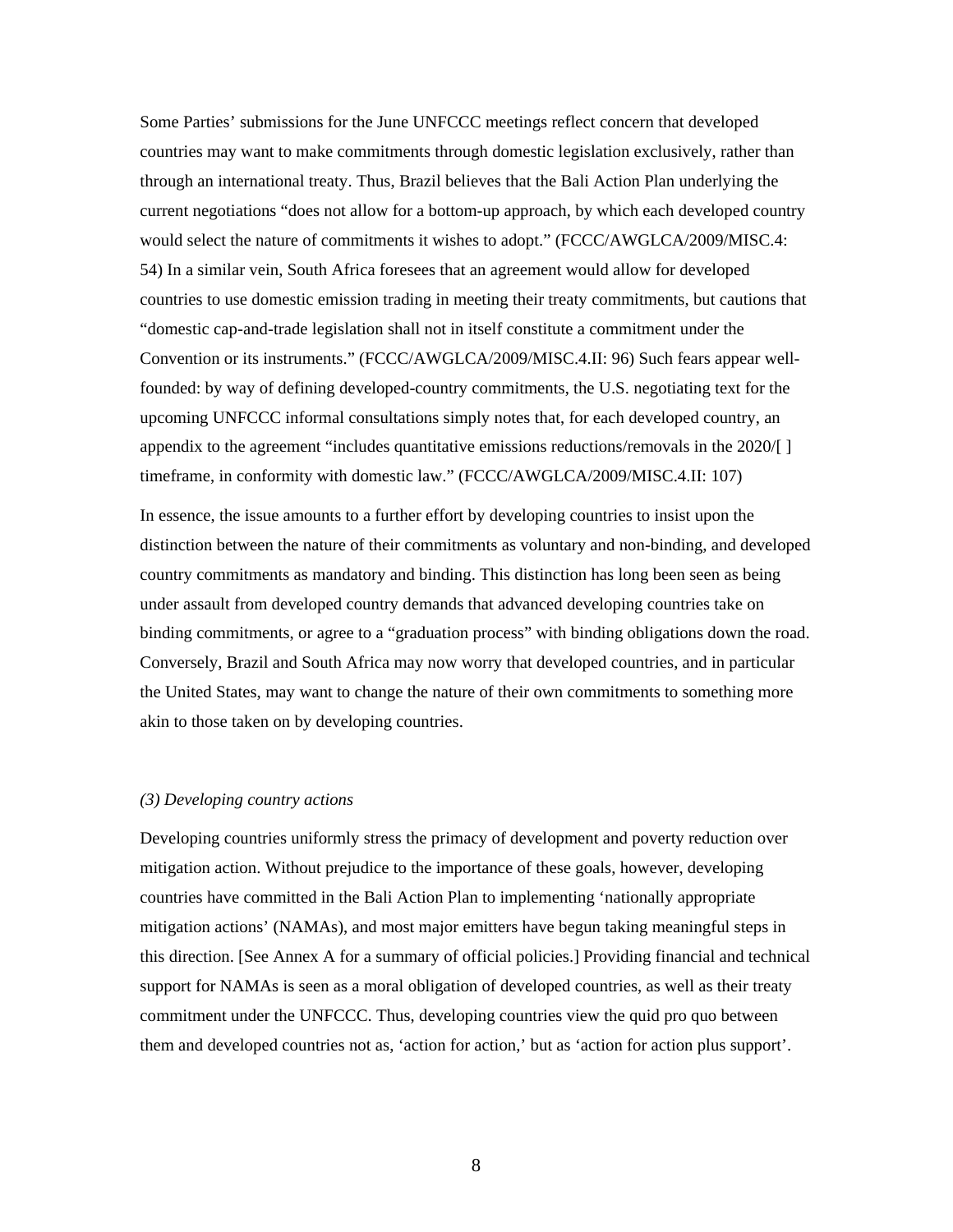Some Parties' submissions for the June UNFCCC meetings reflect concern that developed countries may want to make commitments through domestic legislation exclusively, rather than through an international treaty. Thus, Brazil believes that the Bali Action Plan underlying the current negotiations "does not allow for a bottom-up approach, by which each developed country would select the nature of commitments it wishes to adopt." (FCCC/AWGLCA/2009/MISC.4: 54) In a similar vein, South Africa foresees that an agreement would allow for developed countries to use domestic emission trading in meeting their treaty commitments, but cautions that "domestic cap-and-trade legislation shall not in itself constitute a commitment under the Convention or its instruments." (FCCC/AWGLCA/2009/MISC.4.II: 96) Such fears appear well-founded: by way of defining developed-country commitments, the U.S. negotiating text for the upcoming UNFCCC informal consultations simply notes that, for each developed country, an appendix to the agreement "includes quantitative emissions reductions/removals in the 2020/[ ] timeframe, in conformity with domestic law." (FCCC/AWGLCA/2009/MISC.4.II: 107)

In essence, the issue amounts to a further effort by developing countries to insist upon the distinction between the nature of their commitments as voluntary and non-binding, and developed country commitments as mandatory and binding. This distinction has long been seen as being under assault from developed country demands that advanced developing countries take on binding commitments, or agree to a "graduation process" with binding obligations down the road. Conversely, Brazil and South Africa may now worry that developed countries, and in particular the United States, may want to change the nature of their own commitments to something more akin to those taken on by developing countries.

*(3) Developing country actions*

Developing countries uniformly stress the primacy of development and poverty reduction over mitigation action. Without prejudice to the importance of these goals, however, developing countries have committed in the Bali Action Plan to implementing 'nationally appropriate mitigation actions' (NAMAs), and most major emitters have begun taking meaningful steps in this direction. [See Annex A for a summary of official policies.] Providing financial and technical support for NAMAs is seen as a moral obligation of developed countries, as well as their treaty commitment under the UNFCCC. Thus, developing countries view the quid pro quo between them and developed countries not as, 'action for action,' but as 'action for action plus support'.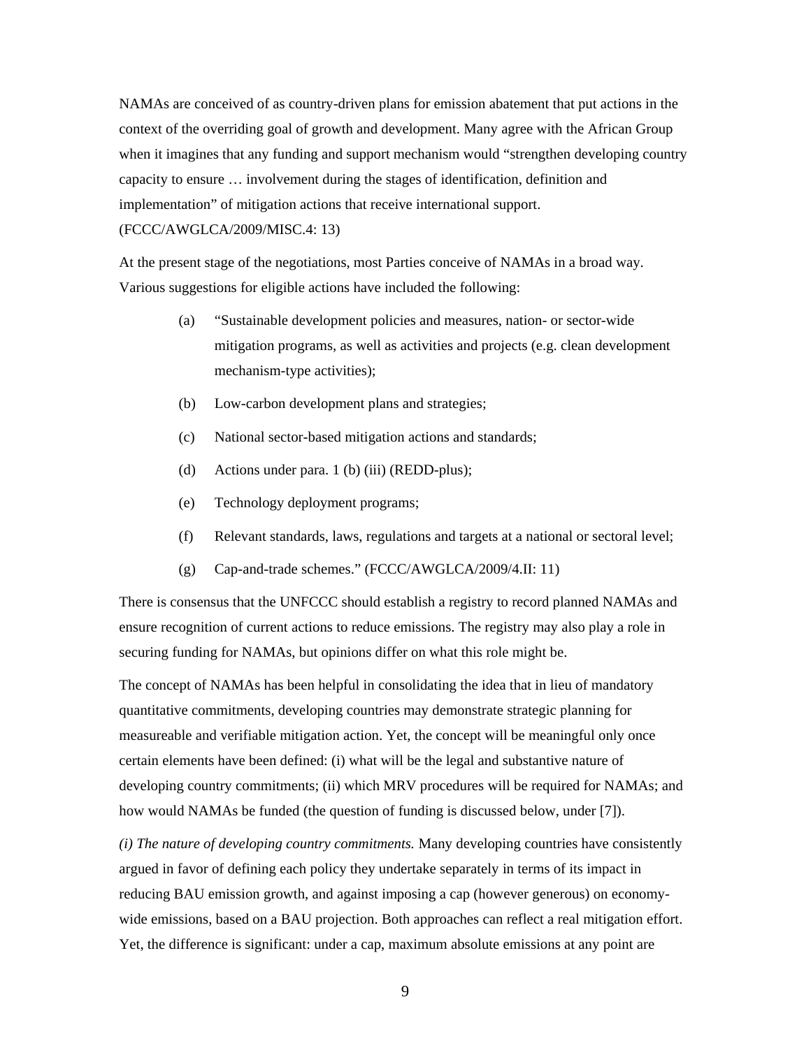NAMAs are conceived of as country-driven plans for emission abatement that put actions in the context of the overriding goal of growth and development. Many agree with the African Group when it imagines that any funding and support mechanism would "strengthen developing country capacity to ensure … involvement during the stages of identification, definition and implementation" of mitigation actions that receive international support. (FCCC/AWGLCA/2009/MISC.4: 13)

At the present stage of the negotiations, most Parties conceive of NAMAs in a broad way. Various suggestions for eligible actions have included the following:

(a) "Sustainable development policies and measures, nation- or sector-wide mitigation programs, as well as activities and projects (e.g. clean development mechanism-type activities);

(b) Low-carbon development plans and strategies;

(c) National sector-based mitigation actions and standards;

(d) Actions under para. 1 (b) (iii) (REDD-plus);

(e) Technology deployment programs;

(f) Relevant standards, laws, regulations and targets at a national or sectoral level;

(g) Cap-and-trade schemes." (FCCC/AWGLCA/2009/4.II: 11)

There is consensus that the UNFCCC should establish a registry to record planned NAMAs and ensure recognition of current actions to reduce emissions. The registry may also play a role in securing funding for NAMAs, but opinions differ on what this role might be.

The concept of NAMAs has been helpful in consolidating the idea that in lieu of mandatory quantitative commitments, developing countries may demonstrate strategic planning for measureable and verifiable mitigation action. Yet, the concept will be meaningful only once certain elements have been defined: (i) what will be the legal and substantive nature of developing country commitments; (ii) which MRV procedures will be required for NAMAs; and how would NAMAs be funded (the question of funding is discussed below, under [7]).

*(i) The nature of developing country commitments.* Many developing countries have consistently argued in favor of defining each policy they undertake separately in terms of its impact in reducing BAU emission growth, and against imposing a cap (however generous) on economy-wide emissions, based on a BAU projection. Both approaches can reflect a real mitigation effort. Yet, the difference is significant: under a cap, maximum absolute emissions at any point are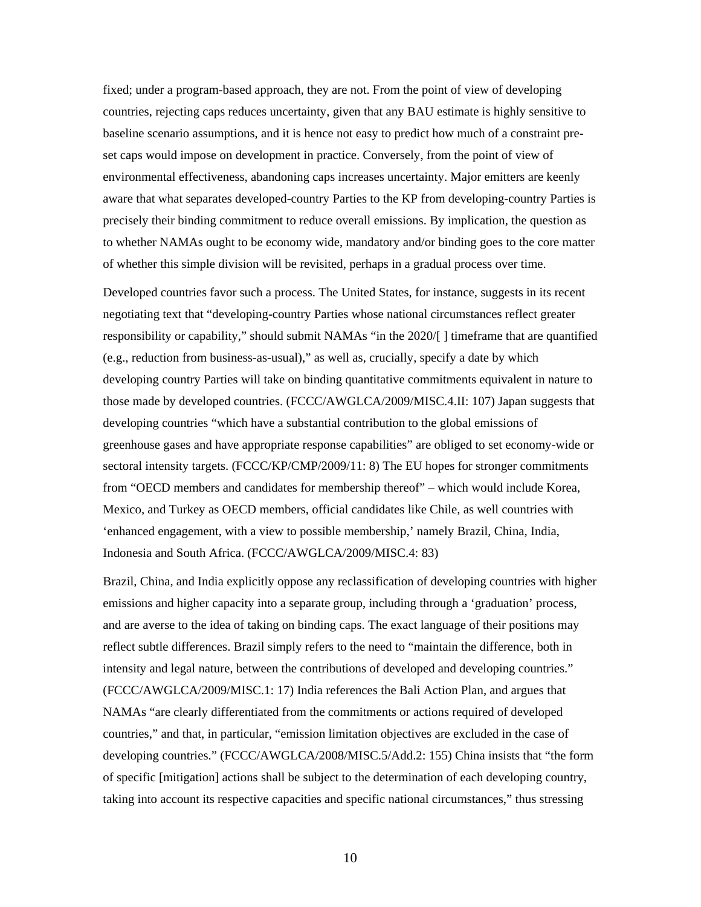fixed; under a program-based approach, they are not. From the point of view of developing countries, rejecting caps reduces uncertainty, given that any BAU estimate is highly sensitive to baseline scenario assumptions, and it is hence not easy to predict how much of a constraint pre-set caps would impose on development in practice. Conversely, from the point of view of environmental effectiveness, abandoning caps increases uncertainty. Major emitters are keenly aware that what separates developed-country Parties to the KP from developing-country Parties is precisely their binding commitment to reduce overall emissions. By implication, the question as to whether NAMAs ought to be economy wide, mandatory and/or binding goes to the core matter of whether this simple division will be revisited, perhaps in a gradual process over time.

Developed countries favor such a process. The United States, for instance, suggests in its recent negotiating text that "developing-country Parties whose national circumstances reflect greater responsibility or capability," should submit NAMAs "in the 2020/[ ] timeframe that are quantified (e.g., reduction from business-as-usual)," as well as, crucially, specify a date by which developing country Parties will take on binding quantitative commitments equivalent in nature to those made by developed countries. (FCCC/AWGLCA/2009/MISC.4.II: 107) Japan suggests that developing countries "which have a substantial contribution to the global emissions of greenhouse gases and have appropriate response capabilities" are obliged to set economy-wide or sectoral intensity targets. (FCCC/KP/CMP/2009/11: 8) The EU hopes for stronger commitments from "OECD members and candidates for membership thereof" – which would include Korea, Mexico, and Turkey as OECD members, official candidates like Chile, as well countries with 'enhanced engagement, with a view to possible membership,' namely Brazil, China, India, Indonesia and South Africa. (FCCC/AWGLCA/2009/MISC.4: 83)

Brazil, China, and India explicitly oppose any reclassification of developing countries with higher emissions and higher capacity into a separate group, including through a 'graduation' process, and are averse to the idea of taking on binding caps. The exact language of their positions may reflect subtle differences. Brazil simply refers to the need to "maintain the difference, both in intensity and legal nature, between the contributions of developed and developing countries." (FCCC/AWGLCA/2009/MISC.1: 17) India references the Bali Action Plan, and argues that NAMAs "are clearly differentiated from the commitments or actions required of developed countries," and that, in particular, "emission limitation objectives are excluded in the case of developing countries." (FCCC/AWGLCA/2008/MISC.5/Add.2: 155) China insists that "the form of specific [mitigation] actions shall be subject to the determination of each developing country, taking into account its respective capacities and specific national circumstances," thus stressing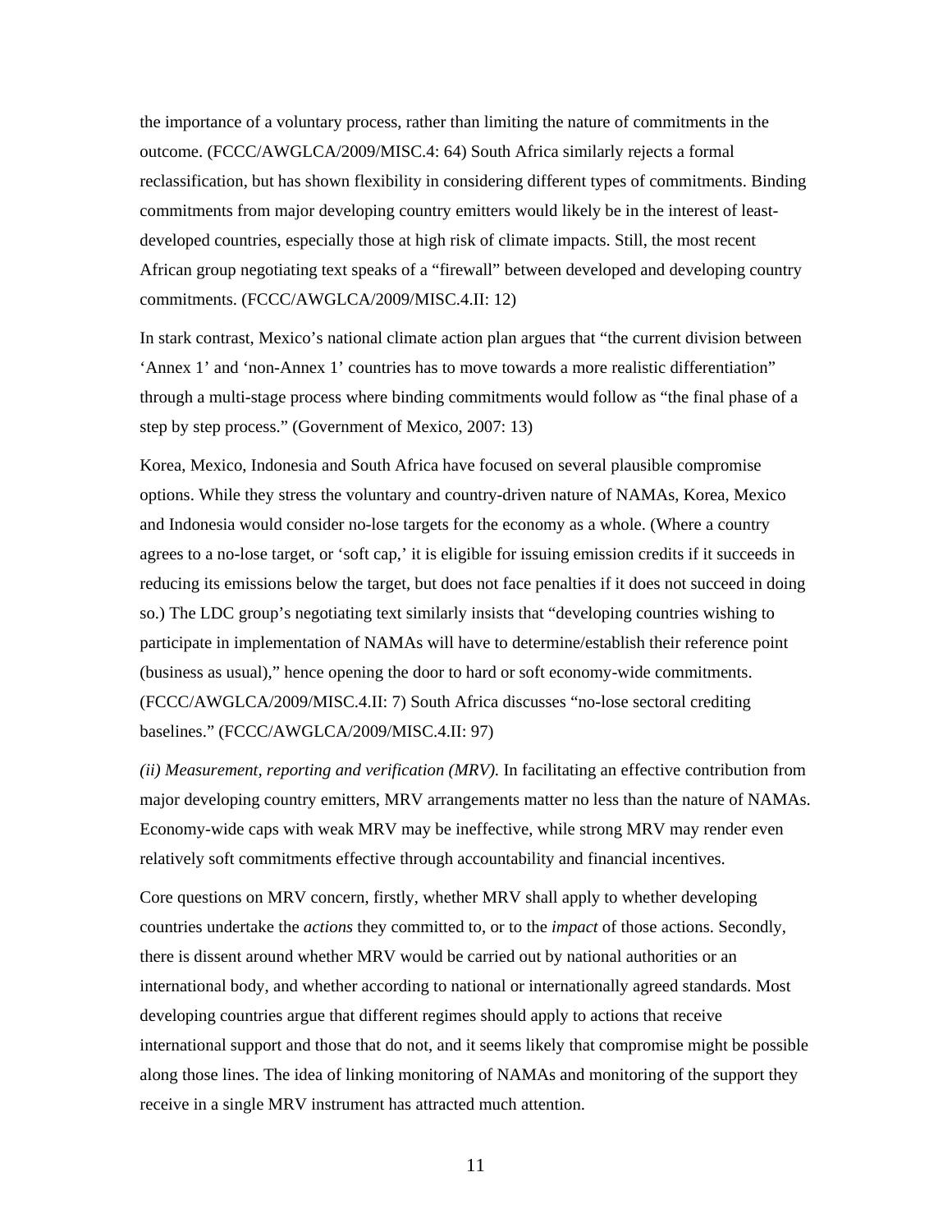the importance of a voluntary process, rather than limiting the nature of commitments in the outcome. (FCCC/AWGLCA/2009/MISC.4: 64) South Africa similarly rejects a formal reclassification, but has shown flexibility in considering different types of commitments. Binding commitments from major developing country emitters would likely be in the interest of least-developed countries, especially those at high risk of climate impacts. Still, the most recent African group negotiating text speaks of a "firewall" between developed and developing country commitments. (FCCC/AWGLCA/2009/MISC.4.II: 12)

In stark contrast, Mexico's national climate action plan argues that "the current division between 'Annex 1' and 'non-Annex 1' countries has to move towards a more realistic differentiation" through a multi-stage process where binding commitments would follow as "the final phase of a step by step process." (Government of Mexico, 2007: 13)

Korea, Mexico, Indonesia and South Africa have focused on several plausible compromise options. While they stress the voluntary and country-driven nature of NAMAs, Korea, Mexico and Indonesia would consider no-lose targets for the economy as a whole. (Where a country agrees to a no-lose target, or 'soft cap,' it is eligible for issuing emission credits if it succeeds in reducing its emissions below the target, but does not face penalties if it does not succeed in doing so.) The LDC group's negotiating text similarly insists that "developing countries wishing to participate in implementation of NAMAs will have to determine/establish their reference point (business as usual)," hence opening the door to hard or soft economy-wide commitments. (FCCC/AWGLCA/2009/MISC.4.II: 7) South Africa discusses "no-lose sectoral crediting baselines." (FCCC/AWGLCA/2009/MISC.4.II: 97)

*(ii) Measurement, reporting and verification (MRV).* In facilitating an effective contribution from major developing country emitters, MRV arrangements matter no less than the nature of NAMAs. Economy-wide caps with weak MRV may be ineffective, while strong MRV may render even relatively soft commitments effective through accountability and financial incentives.

Core questions on MRV concern, firstly, whether MRV shall apply to whether developing countries undertake the *actions* they committed to, or to the *impact* of those actions. Secondly, there is dissent around whether MRV would be carried out by national authorities or an international body, and whether according to national or internationally agreed standards. Most developing countries argue that different regimes should apply to actions that receive international support and those that do not, and it seems likely that compromise might be possible along those lines. The idea of linking monitoring of NAMAs and monitoring of the support they receive in a single MRV instrument has attracted much attention.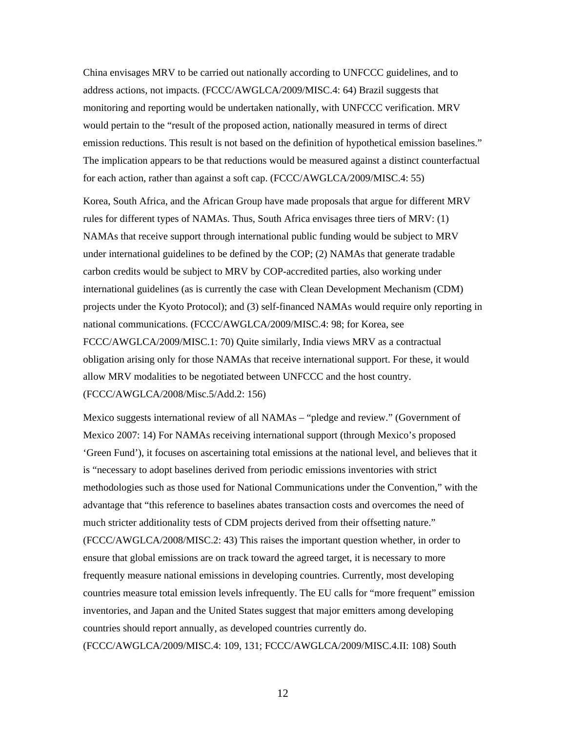China envisages MRV to be carried out nationally according to UNFCCC guidelines, and to address actions, not impacts. (FCCC/AWGLCA/2009/MISC.4: 64) Brazil suggests that monitoring and reporting would be undertaken nationally, with UNFCCC verification. MRV would pertain to the "result of the proposed action, nationally measured in terms of direct emission reductions. This result is not based on the definition of hypothetical emission baselines." The implication appears to be that reductions would be measured against a distinct counterfactual for each action, rather than against a soft cap. (FCCC/AWGLCA/2009/MISC.4: 55)

Korea, South Africa, and the African Group have made proposals that argue for different MRV rules for different types of NAMAs. Thus, South Africa envisages three tiers of MRV: (1) NAMAs that receive support through international public funding would be subject to MRV under international guidelines to be defined by the COP; (2) NAMAs that generate tradable carbon credits would be subject to MRV by COP-accredited parties, also working under international guidelines (as is currently the case with Clean Development Mechanism (CDM) projects under the Kyoto Protocol); and (3) self-financed NAMAs would require only reporting in national communications. (FCCC/AWGLCA/2009/MISC.4: 98; for Korea, see FCCC/AWGLCA/2009/MISC.1: 70) Quite similarly, India views MRV as a contractual obligation arising only for those NAMAs that receive international support. For these, it would allow MRV modalities to be negotiated between UNFCCC and the host country. (FCCC/AWGLCA/2008/Misc.5/Add.2: 156)

Mexico suggests international review of all NAMAs – "pledge and review." (Government of Mexico 2007: 14) For NAMAs receiving international support (through Mexico's proposed 'Green Fund'), it focuses on ascertaining total emissions at the national level, and believes that it is "necessary to adopt baselines derived from periodic emissions inventories with strict methodologies such as those used for National Communications under the Convention," with the advantage that "this reference to baselines abates transaction costs and overcomes the need of much stricter additionality tests of CDM projects derived from their offsetting nature." (FCCC/AWGLCA/2008/MISC.2: 43) This raises the important question whether, in order to ensure that global emissions are on track toward the agreed target, it is necessary to more frequently measure national emissions in developing countries. Currently, most developing countries measure total emission levels infrequently. The EU calls for "more frequent" emission inventories, and Japan and the United States suggest that major emitters among developing countries should report annually, as developed countries currently do. (FCCC/AWGLCA/2009/MISC.4: 109, 131; FCCC/AWGLCA/2009/MISC.4.II: 108) South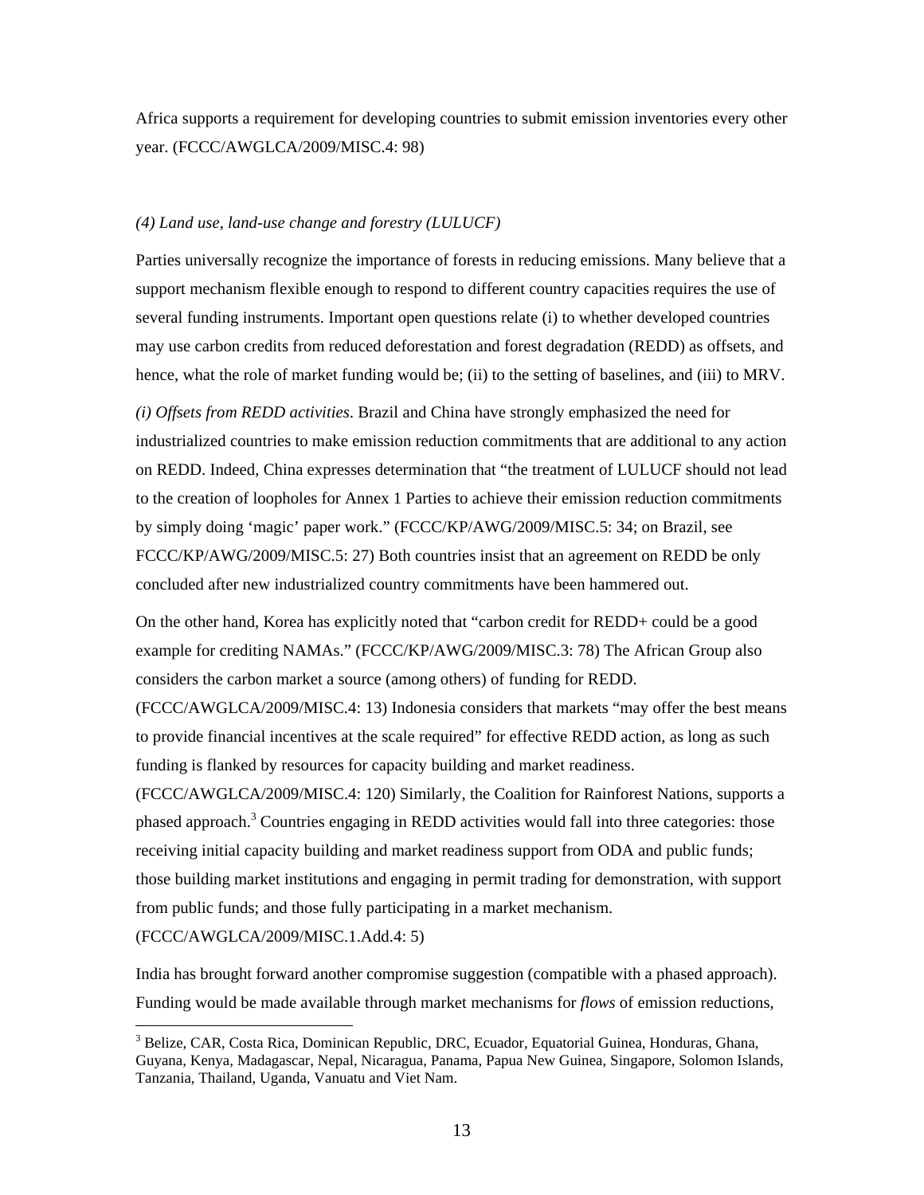Africa supports a requirement for developing countries to submit emission inventories every other year. (FCCC/AWGLCA/2009/MISC.4: 98)

*(4) Land use, land-use change and forestry (LULUCF)*

Parties universally recognize the importance of forests in reducing emissions. Many believe that a support mechanism flexible enough to respond to different country capacities requires the use of several funding instruments. Important open questions relate (i) to whether developed countries may use carbon credits from reduced deforestation and forest degradation (REDD) as offsets, and hence, what the role of market funding would be; (ii) to the setting of baselines, and (iii) to MRV.

*(i) Offsets from REDD activities*. Brazil and China have strongly emphasized the need for industrialized countries to make emission reduction commitments that are additional to any action on REDD. Indeed, China expresses determination that "the treatment of LULUCF should not lead to the creation of loopholes for Annex 1 Parties to achieve their emission reduction commitments by simply doing 'magic' paper work." (FCCC/KP/AWG/2009/MISC.5: 34; on Brazil, see FCCC/KP/AWG/2009/MISC.5: 27) Both countries insist that an agreement on REDD be only concluded after new industrialized country commitments have been hammered out.

On the other hand, Korea has explicitly noted that "carbon credit for REDD+ could be a good example for crediting NAMAs." (FCCC/KP/AWG/2009/MISC.3: 78) The African Group also considers the carbon market a source (among others) of funding for REDD. (FCCC/AWGLCA/2009/MISC.4: 13) Indonesia considers that markets "may offer the best means to provide financial incentives at the scale required" for effective REDD action, as long as such funding is flanked by resources for capacity building and market readiness. (FCCC/AWGLCA/2009/MISC.4: 120) Similarly, the Coalition for Rainforest Nations, supports a phased approach.[3] Countries engaging in REDD activities would fall into three categories: those receiving initial capacity building and market readiness support from ODA and public funds; those building market institutions and engaging in permit trading for demonstration, with support from public funds; and those fully participating in a market mechanism. (FCCC/AWGLCA/2009/MISC.1.Add.4: 5)

India has brought forward another compromise suggestion (compatible with a phased approach). Funding would be made available through market mechanisms for *flows* of emission reductions,

[3] Belize, CAR, Costa Rica, Dominican Republic, DRC, Ecuador, Equatorial Guinea, Honduras, Ghana, Guyana, Kenya, Madagascar, Nepal, Nicaragua, Panama, Papua New Guinea, Singapore, Solomon Islands, Tanzania, Thailand, Uganda, Vanuatu and Viet Nam.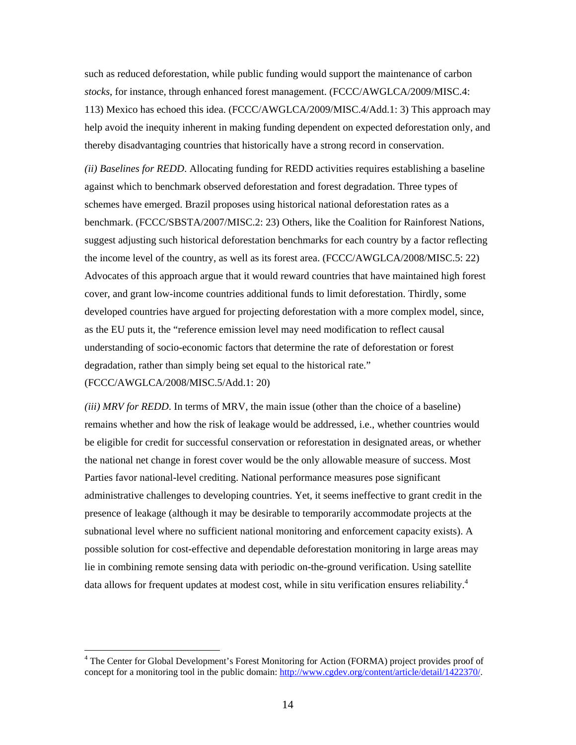such as reduced deforestation, while public funding would support the maintenance of carbon *stocks*, for instance, through enhanced forest management. (FCCC/AWGLCA/2009/MISC.4: 113) Mexico has echoed this idea. (FCCC/AWGLCA/2009/MISC.4/Add.1: 3) This approach may help avoid the inequity inherent in making funding dependent on expected deforestation only, and thereby disadvantaging countries that historically have a strong record in conservation.

*(ii) Baselines for REDD*. Allocating funding for REDD activities requires establishing a baseline against which to benchmark observed deforestation and forest degradation. Three types of schemes have emerged. Brazil proposes using historical national deforestation rates as a benchmark. (FCCC/SBSTA/2007/MISC.2: 23) Others, like the Coalition for Rainforest Nations, suggest adjusting such historical deforestation benchmarks for each country by a factor reflecting the income level of the country, as well as its forest area. (FCCC/AWGLCA/2008/MISC.5: 22) Advocates of this approach argue that it would reward countries that have maintained high forest cover, and grant low-income countries additional funds to limit deforestation. Thirdly, some developed countries have argued for projecting deforestation with a more complex model, since, as the EU puts it, the "reference emission level may need modification to reflect causal understanding of socio-economic factors that determine the rate of deforestation or forest degradation, rather than simply being set equal to the historical rate." (FCCC/AWGLCA/2008/MISC.5/Add.1: 20)

*(iii) MRV for REDD*. In terms of MRV, the main issue (other than the choice of a baseline) remains whether and how the risk of leakage would be addressed, i.e., whether countries would be eligible for credit for successful conservation or reforestation in designated areas, or whether the national net change in forest cover would be the only allowable measure of success. Most Parties favor national-level crediting. National performance measures pose significant administrative challenges to developing countries. Yet, it seems ineffective to grant credit in the presence of leakage (although it may be desirable to temporarily accommodate projects at the subnational level where no sufficient national monitoring and enforcement capacity exists). A possible solution for cost-effective and dependable deforestation monitoring in large areas may lie in combining remote sensing data with periodic on-the-ground verification. Using satellite data allows for frequent updates at modest cost, while in situ verification ensures reliability.[4]

---

[4] The Center for Global Development's Forest Monitoring for Action (FORMA) project provides proof of concept for a monitoring tool in the public domain: http://www.cgdev.org/content/article/detail/1422370/.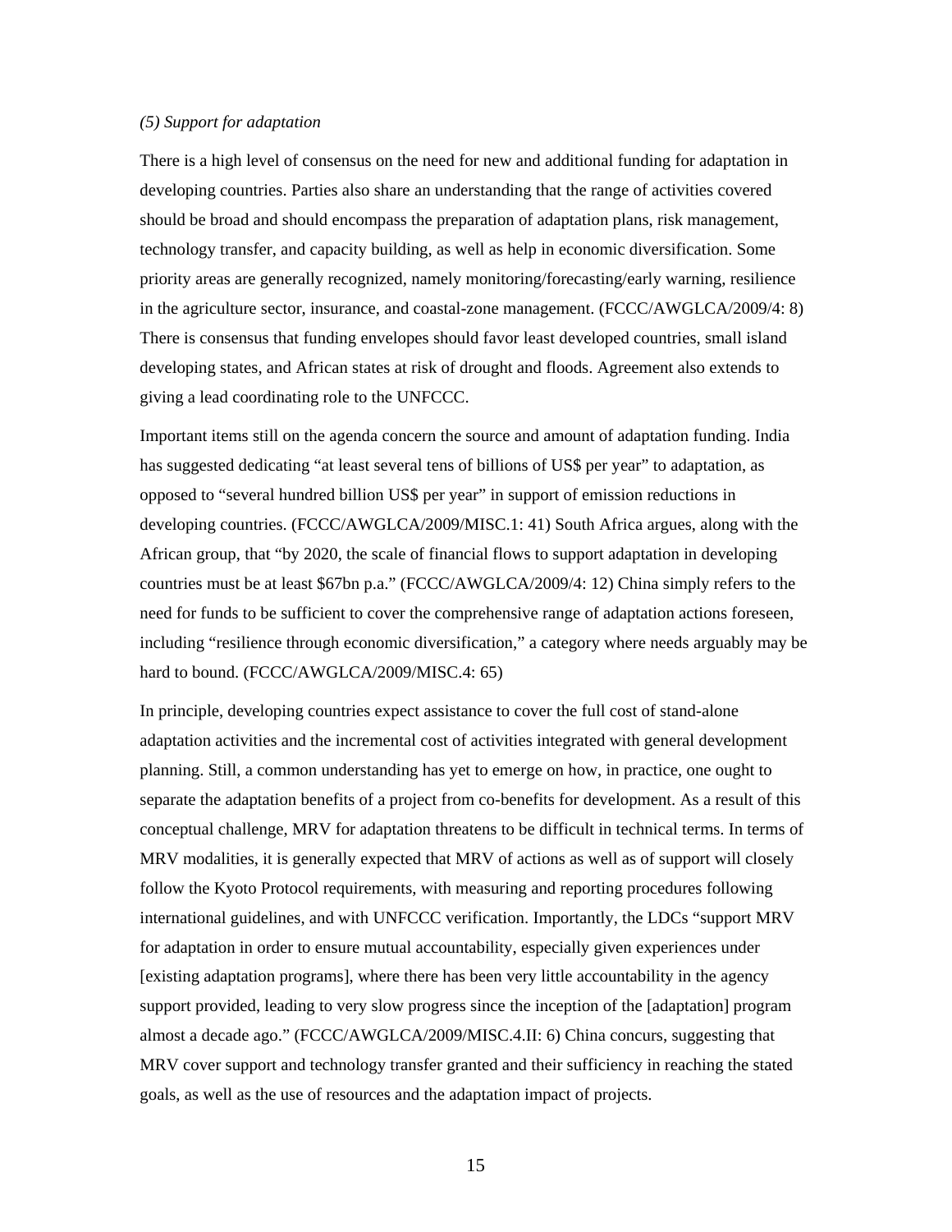*(5) Support for adaptation*

There is a high level of consensus on the need for new and additional funding for adaptation in developing countries. Parties also share an understanding that the range of activities covered should be broad and should encompass the preparation of adaptation plans, risk management, technology transfer, and capacity building, as well as help in economic diversification. Some priority areas are generally recognized, namely monitoring/forecasting/early warning, resilience in the agriculture sector, insurance, and coastal-zone management. (FCCC/AWGLCA/2009/4: 8) There is consensus that funding envelopes should favor least developed countries, small island developing states, and African states at risk of drought and floods. Agreement also extends to giving a lead coordinating role to the UNFCCC.

Important items still on the agenda concern the source and amount of adaptation funding. India has suggested dedicating "at least several tens of billions of US$ per year" to adaptation, as opposed to "several hundred billion US$ per year" in support of emission reductions in developing countries. (FCCC/AWGLCA/2009/MISC.1: 41) South Africa argues, along with the African group, that "by 2020, the scale of financial flows to support adaptation in developing countries must be at least $67bn p.a." (FCCC/AWGLCA/2009/4: 12) China simply refers to the need for funds to be sufficient to cover the comprehensive range of adaptation actions foreseen, including "resilience through economic diversification," a category where needs arguably may be hard to bound. (FCCC/AWGLCA/2009/MISC.4: 65)

In principle, developing countries expect assistance to cover the full cost of stand-alone adaptation activities and the incremental cost of activities integrated with general development planning. Still, a common understanding has yet to emerge on how, in practice, one ought to separate the adaptation benefits of a project from co-benefits for development. As a result of this conceptual challenge, MRV for adaptation threatens to be difficult in technical terms. In terms of MRV modalities, it is generally expected that MRV of actions as well as of support will closely follow the Kyoto Protocol requirements, with measuring and reporting procedures following international guidelines, and with UNFCCC verification. Importantly, the LDCs "support MRV for adaptation in order to ensure mutual accountability, especially given experiences under [existing adaptation programs], where there has been very little accountability in the agency support provided, leading to very slow progress since the inception of the [adaptation] program almost a decade ago." (FCCC/AWGLCA/2009/MISC.4.II: 6) China concurs, suggesting that MRV cover support and technology transfer granted and their sufficiency in reaching the stated goals, as well as the use of resources and the adaptation impact of projects.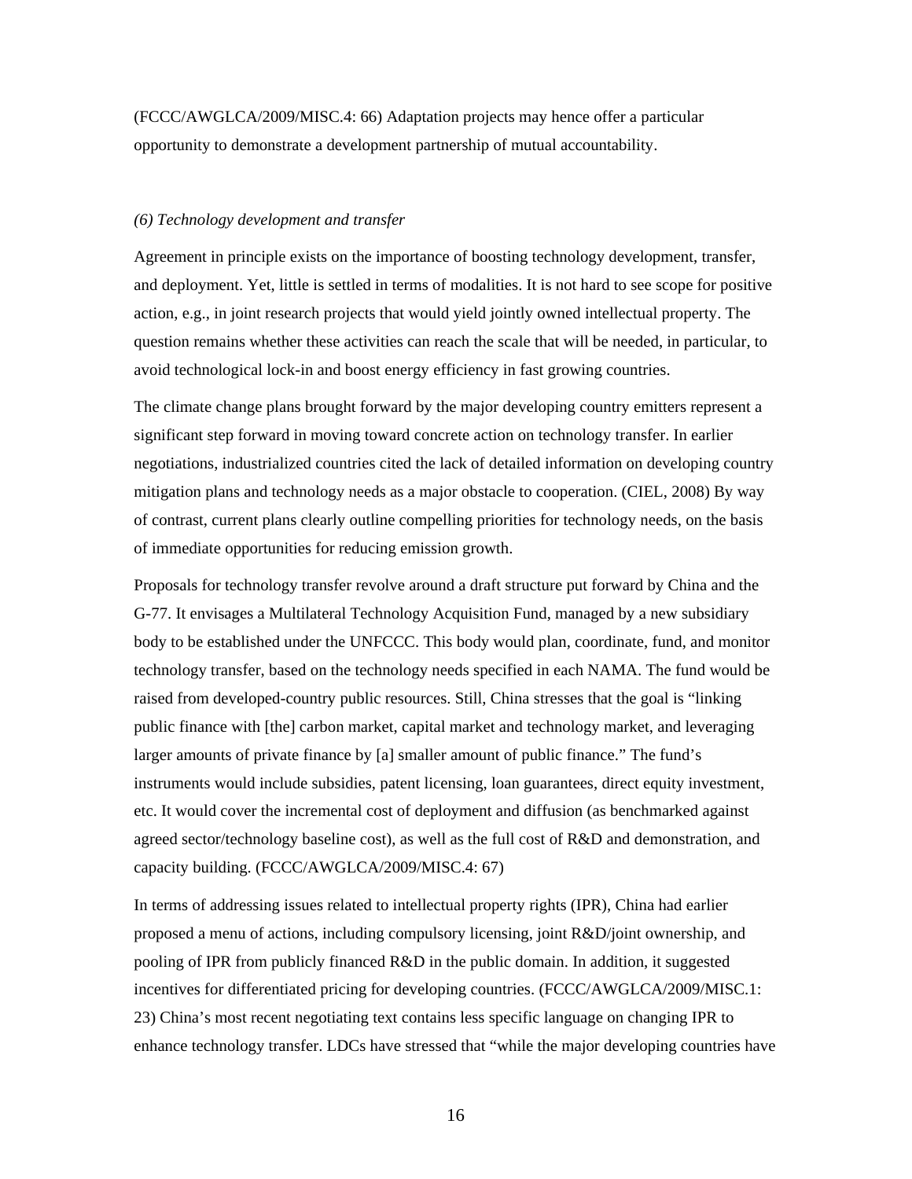(FCCC/AWGLCA/2009/MISC.4: 66) Adaptation projects may hence offer a particular opportunity to demonstrate a development partnership of mutual accountability.

*(6) Technology development and transfer*

Agreement in principle exists on the importance of boosting technology development, transfer, and deployment. Yet, little is settled in terms of modalities. It is not hard to see scope for positive action, e.g., in joint research projects that would yield jointly owned intellectual property. The question remains whether these activities can reach the scale that will be needed, in particular, to avoid technological lock-in and boost energy efficiency in fast growing countries.

The climate change plans brought forward by the major developing country emitters represent a significant step forward in moving toward concrete action on technology transfer. In earlier negotiations, industrialized countries cited the lack of detailed information on developing country mitigation plans and technology needs as a major obstacle to cooperation. (CIEL, 2008) By way of contrast, current plans clearly outline compelling priorities for technology needs, on the basis of immediate opportunities for reducing emission growth.

Proposals for technology transfer revolve around a draft structure put forward by China and the G-77. It envisages a Multilateral Technology Acquisition Fund, managed by a new subsidiary body to be established under the UNFCCC. This body would plan, coordinate, fund, and monitor technology transfer, based on the technology needs specified in each NAMA. The fund would be raised from developed-country public resources. Still, China stresses that the goal is "linking public finance with [the] carbon market, capital market and technology market, and leveraging larger amounts of private finance by [a] smaller amount of public finance." The fund's instruments would include subsidies, patent licensing, loan guarantees, direct equity investment, etc. It would cover the incremental cost of deployment and diffusion (as benchmarked against agreed sector/technology baseline cost), as well as the full cost of R&D and demonstration, and capacity building. (FCCC/AWGLCA/2009/MISC.4: 67)

In terms of addressing issues related to intellectual property rights (IPR), China had earlier proposed a menu of actions, including compulsory licensing, joint R&D/joint ownership, and pooling of IPR from publicly financed R&D in the public domain. In addition, it suggested incentives for differentiated pricing for developing countries. (FCCC/AWGLCA/2009/MISC.1: 23) China's most recent negotiating text contains less specific language on changing IPR to enhance technology transfer. LDCs have stressed that "while the major developing countries have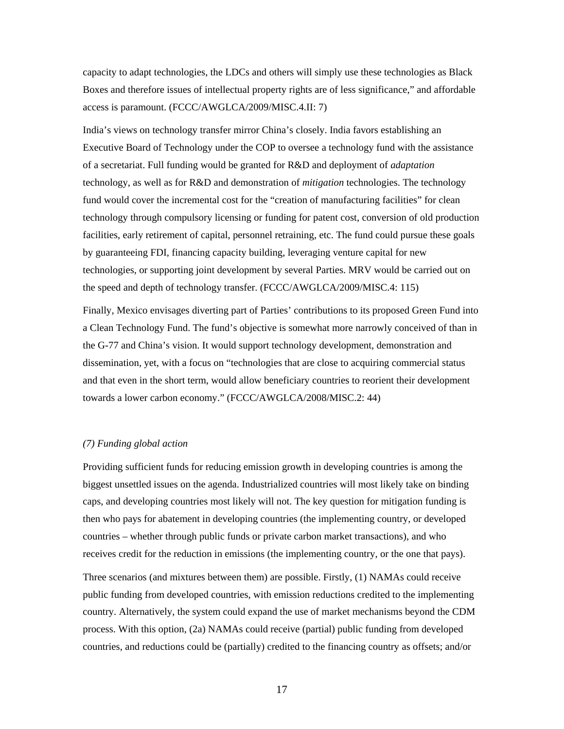capacity to adapt technologies, the LDCs and others will simply use these technologies as Black Boxes and therefore issues of intellectual property rights are of less significance," and affordable access is paramount. (FCCC/AWGLCA/2009/MISC.4.II: 7)

India's views on technology transfer mirror China's closely. India favors establishing an Executive Board of Technology under the COP to oversee a technology fund with the assistance of a secretariat. Full funding would be granted for R&D and deployment of *adaptation* technology, as well as for R&D and demonstration of *mitigation* technologies. The technology fund would cover the incremental cost for the "creation of manufacturing facilities" for clean technology through compulsory licensing or funding for patent cost, conversion of old production facilities, early retirement of capital, personnel retraining, etc. The fund could pursue these goals by guaranteeing FDI, financing capacity building, leveraging venture capital for new technologies, or supporting joint development by several Parties. MRV would be carried out on the speed and depth of technology transfer. (FCCC/AWGLCA/2009/MISC.4: 115)

Finally, Mexico envisages diverting part of Parties' contributions to its proposed Green Fund into a Clean Technology Fund. The fund's objective is somewhat more narrowly conceived of than in the G-77 and China's vision. It would support technology development, demonstration and dissemination, yet, with a focus on "technologies that are close to acquiring commercial status and that even in the short term, would allow beneficiary countries to reorient their development towards a lower carbon economy." (FCCC/AWGLCA/2008/MISC.2: 44)

### *(7) Funding global action*

Providing sufficient funds for reducing emission growth in developing countries is among the biggest unsettled issues on the agenda. Industrialized countries will most likely take on binding caps, and developing countries most likely will not. The key question for mitigation funding is then who pays for abatement in developing countries (the implementing country, or developed countries – whether through public funds or private carbon market transactions), and who receives credit for the reduction in emissions (the implementing country, or the one that pays).

Three scenarios (and mixtures between them) are possible. Firstly, (1) NAMAs could receive public funding from developed countries, with emission reductions credited to the implementing country. Alternatively, the system could expand the use of market mechanisms beyond the CDM process. With this option, (2a) NAMAs could receive (partial) public funding from developed countries, and reductions could be (partially) credited to the financing country as offsets; and/or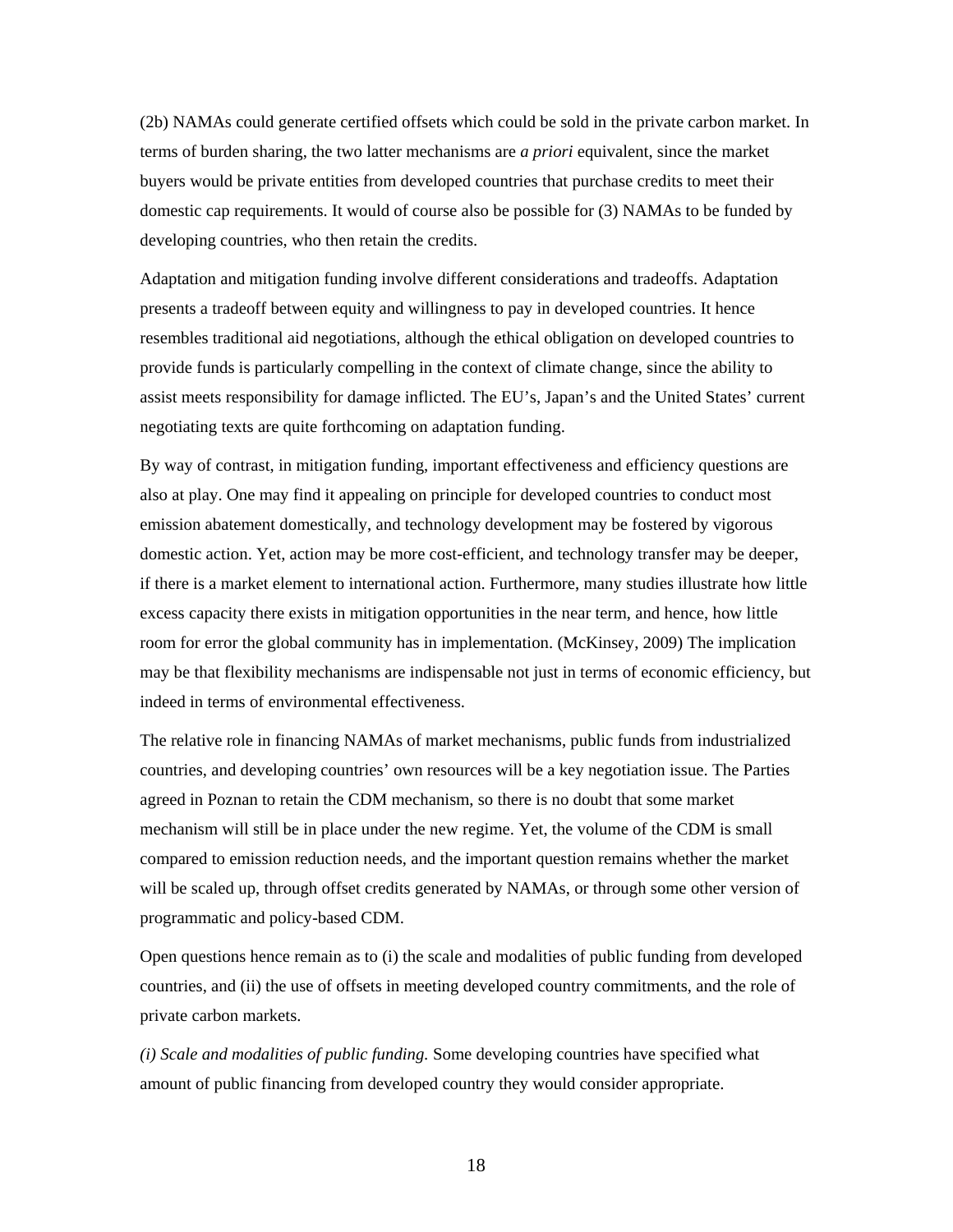(2b) NAMAs could generate certified offsets which could be sold in the private carbon market. In terms of burden sharing, the two latter mechanisms are *a priori* equivalent, since the market buyers would be private entities from developed countries that purchase credits to meet their domestic cap requirements. It would of course also be possible for (3) NAMAs to be funded by developing countries, who then retain the credits.

Adaptation and mitigation funding involve different considerations and tradeoffs. Adaptation presents a tradeoff between equity and willingness to pay in developed countries. It hence resembles traditional aid negotiations, although the ethical obligation on developed countries to provide funds is particularly compelling in the context of climate change, since the ability to assist meets responsibility for damage inflicted. The EU's, Japan's and the United States' current negotiating texts are quite forthcoming on adaptation funding.

By way of contrast, in mitigation funding, important effectiveness and efficiency questions are also at play. One may find it appealing on principle for developed countries to conduct most emission abatement domestically, and technology development may be fostered by vigorous domestic action. Yet, action may be more cost-efficient, and technology transfer may be deeper, if there is a market element to international action. Furthermore, many studies illustrate how little excess capacity there exists in mitigation opportunities in the near term, and hence, how little room for error the global community has in implementation. (McKinsey, 2009) The implication may be that flexibility mechanisms are indispensable not just in terms of economic efficiency, but indeed in terms of environmental effectiveness.

The relative role in financing NAMAs of market mechanisms, public funds from industrialized countries, and developing countries' own resources will be a key negotiation issue. The Parties agreed in Poznan to retain the CDM mechanism, so there is no doubt that some market mechanism will still be in place under the new regime. Yet, the volume of the CDM is small compared to emission reduction needs, and the important question remains whether the market will be scaled up, through offset credits generated by NAMAs, or through some other version of programmatic and policy-based CDM.

Open questions hence remain as to (i) the scale and modalities of public funding from developed countries, and (ii) the use of offsets in meeting developed country commitments, and the role of private carbon markets.

*(i) Scale and modalities of public funding.* Some developing countries have specified what amount of public financing from developed country they would consider appropriate.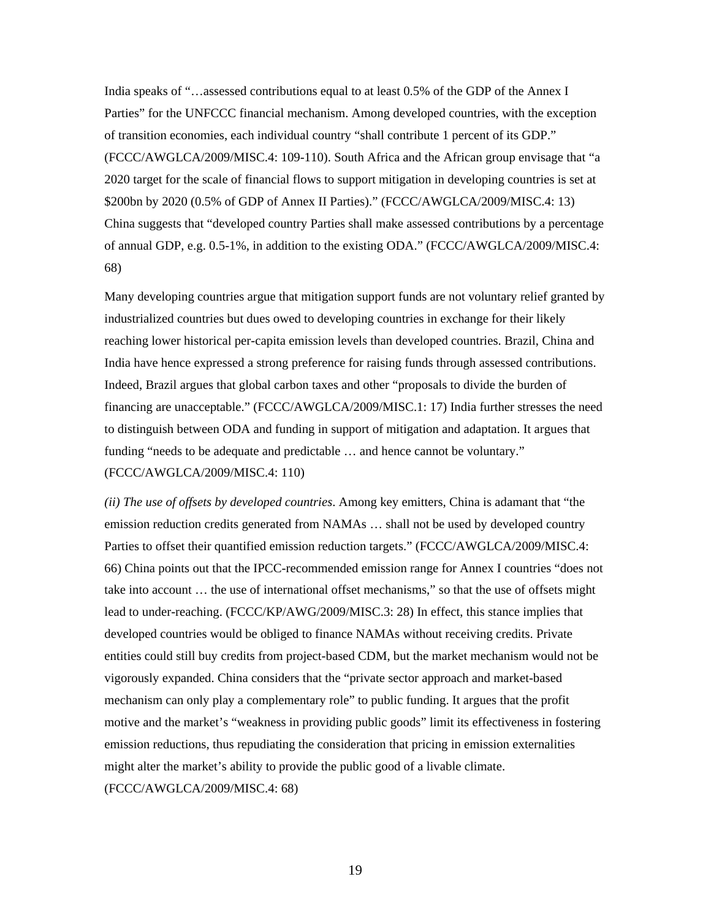India speaks of "…assessed contributions equal to at least 0.5% of the GDP of the Annex I Parties" for the UNFCCC financial mechanism. Among developed countries, with the exception of transition economies, each individual country "shall contribute 1 percent of its GDP." (FCCC/AWGLCA/2009/MISC.4: 109-110). South Africa and the African group envisage that "a 2020 target for the scale of financial flows to support mitigation in developing countries is set at $200bn by 2020 (0.5% of GDP of Annex II Parties)." (FCCC/AWGLCA/2009/MISC.4: 13) China suggests that "developed country Parties shall make assessed contributions by a percentage of annual GDP, e.g. 0.5-1%, in addition to the existing ODA." (FCCC/AWGLCA/2009/MISC.4: 68)

Many developing countries argue that mitigation support funds are not voluntary relief granted by industrialized countries but dues owed to developing countries in exchange for their likely reaching lower historical per-capita emission levels than developed countries. Brazil, China and India have hence expressed a strong preference for raising funds through assessed contributions. Indeed, Brazil argues that global carbon taxes and other "proposals to divide the burden of financing are unacceptable." (FCCC/AWGLCA/2009/MISC.1: 17) India further stresses the need to distinguish between ODA and funding in support of mitigation and adaptation. It argues that funding "needs to be adequate and predictable … and hence cannot be voluntary." (FCCC/AWGLCA/2009/MISC.4: 110)

*(ii) The use of offsets by developed countries*. Among key emitters, China is adamant that "the emission reduction credits generated from NAMAs … shall not be used by developed country Parties to offset their quantified emission reduction targets." (FCCC/AWGLCA/2009/MISC.4: 66) China points out that the IPCC-recommended emission range for Annex I countries "does not take into account … the use of international offset mechanisms," so that the use of offsets might lead to under-reaching. (FCCC/KP/AWG/2009/MISC.3: 28) In effect, this stance implies that developed countries would be obliged to finance NAMAs without receiving credits. Private entities could still buy credits from project-based CDM, but the market mechanism would not be vigorously expanded. China considers that the "private sector approach and market-based mechanism can only play a complementary role" to public funding. It argues that the profit motive and the market's "weakness in providing public goods" limit its effectiveness in fostering emission reductions, thus repudiating the consideration that pricing in emission externalities might alter the market's ability to provide the public good of a livable climate. (FCCC/AWGLCA/2009/MISC.4: 68)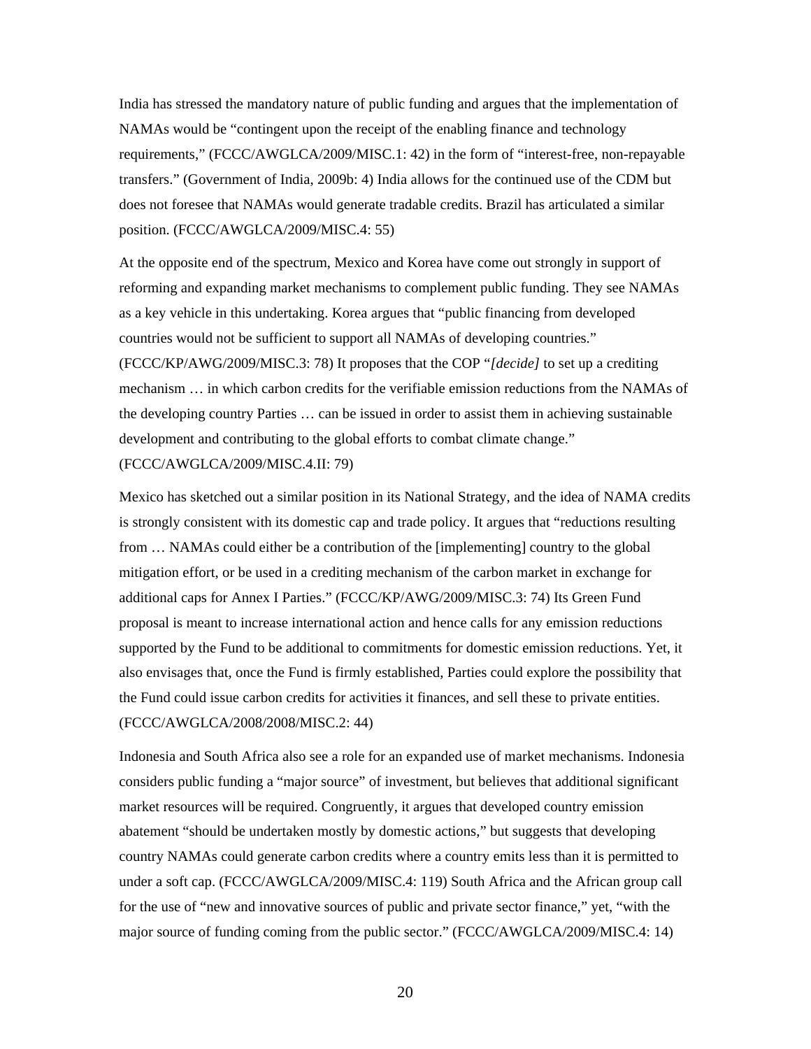India has stressed the mandatory nature of public funding and argues that the implementation of NAMAs would be “contingent upon the receipt of the enabling finance and technology requirements,” (FCCC/AWGLCA/2009/MISC.1: 42) in the form of “interest-free, non-repayable transfers.” (Government of India, 2009b: 4) India allows for the continued use of the CDM but does not foresee that NAMAs would generate tradable credits. Brazil has articulated a similar position. (FCCC/AWGLCA/2009/MISC.4: 55)

At the opposite end of the spectrum, Mexico and Korea have come out strongly in support of reforming and expanding market mechanisms to complement public funding. They see NAMAs as a key vehicle in this undertaking. Korea argues that “public financing from developed countries would not be sufficient to support all NAMAs of developing countries.” (FCCC/KP/AWG/2009/MISC.3: 78) It proposes that the COP “*[decide]* to set up a crediting mechanism … in which carbon credits for the verifiable emission reductions from the NAMAs of the developing country Parties … can be issued in order to assist them in achieving sustainable development and contributing to the global efforts to combat climate change.” (FCCC/AWGLCA/2009/MISC.4.II: 79)

Mexico has sketched out a similar position in its National Strategy, and the idea of NAMA credits is strongly consistent with its domestic cap and trade policy. It argues that “reductions resulting from … NAMAs could either be a contribution of the [implementing] country to the global mitigation effort, or be used in a crediting mechanism of the carbon market in exchange for additional caps for Annex I Parties.” (FCCC/KP/AWG/2009/MISC.3: 74) Its Green Fund proposal is meant to increase international action and hence calls for any emission reductions supported by the Fund to be additional to commitments for domestic emission reductions. Yet, it also envisages that, once the Fund is firmly established, Parties could explore the possibility that the Fund could issue carbon credits for activities it finances, and sell these to private entities. (FCCC/AWGLCA/2008/2008/MISC.2: 44)

Indonesia and South Africa also see a role for an expanded use of market mechanisms. Indonesia considers public funding a “major source” of investment, but believes that additional significant market resources will be required. Congruently, it argues that developed country emission abatement “should be undertaken mostly by domestic actions,” but suggests that developing country NAMAs could generate carbon credits where a country emits less than it is permitted to under a soft cap. (FCCC/AWGLCA/2009/MISC.4: 119) South Africa and the African group call for the use of “new and innovative sources of public and private sector finance,” yet, “with the major source of funding coming from the public sector.” (FCCC/AWGLCA/2009/MISC.4: 14)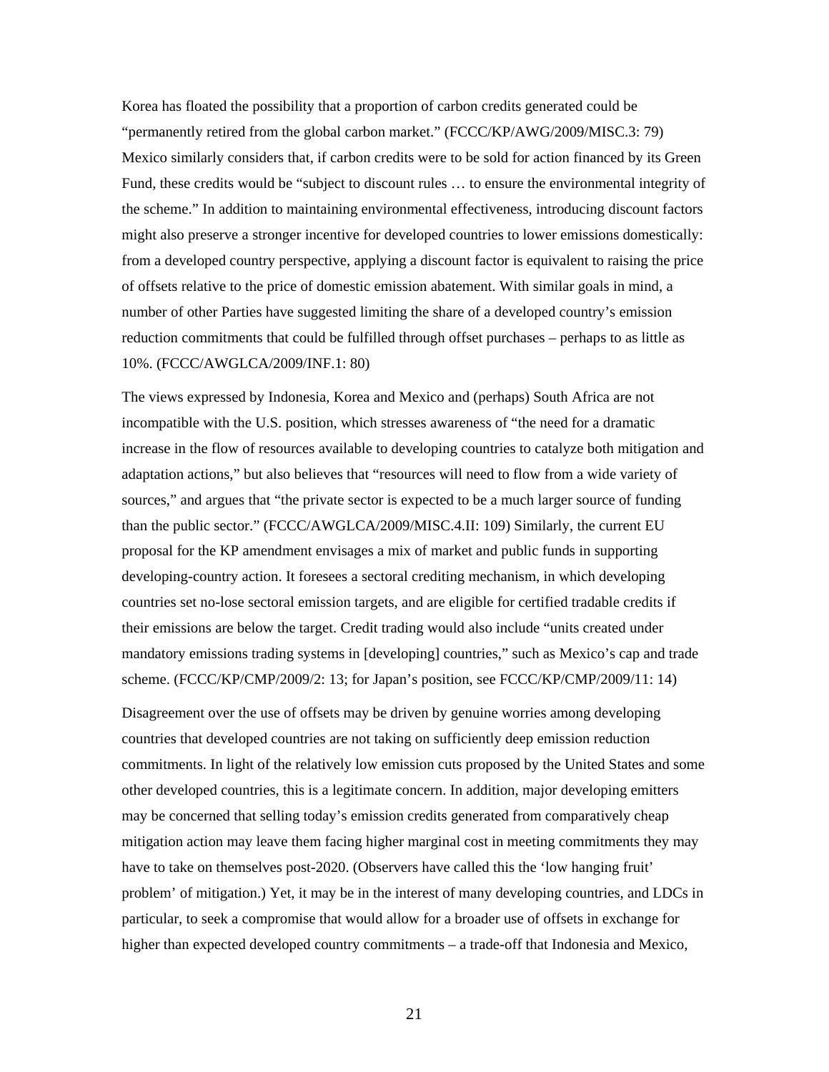Korea has floated the possibility that a proportion of carbon credits generated could be "permanently retired from the global carbon market." (FCCC/KP/AWG/2009/MISC.3: 79) Mexico similarly considers that, if carbon credits were to be sold for action financed by its Green Fund, these credits would be "subject to discount rules … to ensure the environmental integrity of the scheme." In addition to maintaining environmental effectiveness, introducing discount factors might also preserve a stronger incentive for developed countries to lower emissions domestically: from a developed country perspective, applying a discount factor is equivalent to raising the price of offsets relative to the price of domestic emission abatement. With similar goals in mind, a number of other Parties have suggested limiting the share of a developed country's emission reduction commitments that could be fulfilled through offset purchases – perhaps to as little as 10%. (FCCC/AWGLCA/2009/INF.1: 80)

The views expressed by Indonesia, Korea and Mexico and (perhaps) South Africa are not incompatible with the U.S. position, which stresses awareness of "the need for a dramatic increase in the flow of resources available to developing countries to catalyze both mitigation and adaptation actions," but also believes that "resources will need to flow from a wide variety of sources," and argues that "the private sector is expected to be a much larger source of funding than the public sector." (FCCC/AWGLCA/2009/MISC.4.II: 109) Similarly, the current EU proposal for the KP amendment envisages a mix of market and public funds in supporting developing-country action. It foresees a sectoral crediting mechanism, in which developing countries set no-lose sectoral emission targets, and are eligible for certified tradable credits if their emissions are below the target. Credit trading would also include "units created under mandatory emissions trading systems in [developing] countries," such as Mexico's cap and trade scheme. (FCCC/KP/CMP/2009/2: 13; for Japan's position, see FCCC/KP/CMP/2009/11: 14)

Disagreement over the use of offsets may be driven by genuine worries among developing countries that developed countries are not taking on sufficiently deep emission reduction commitments. In light of the relatively low emission cuts proposed by the United States and some other developed countries, this is a legitimate concern. In addition, major developing emitters may be concerned that selling today's emission credits generated from comparatively cheap mitigation action may leave them facing higher marginal cost in meeting commitments they may have to take on themselves post-2020. (Observers have called this the 'low hanging fruit' problem' of mitigation.) Yet, it may be in the interest of many developing countries, and LDCs in particular, to seek a compromise that would allow for a broader use of offsets in exchange for higher than expected developed country commitments – a trade-off that Indonesia and Mexico,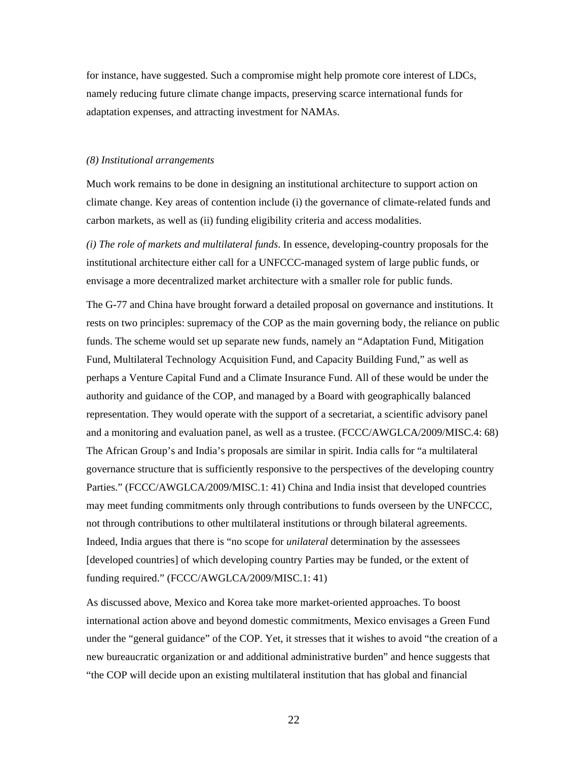for instance, have suggested. Such a compromise might help promote core interest of LDCs, namely reducing future climate change impacts, preserving scarce international funds for adaptation expenses, and attracting investment for NAMAs.

*(8) Institutional arrangements*

Much work remains to be done in designing an institutional architecture to support action on climate change. Key areas of contention include (i) the governance of climate-related funds and carbon markets, as well as (ii) funding eligibility criteria and access modalities.

*(i) The role of markets and multilateral funds*. In essence, developing-country proposals for the institutional architecture either call for a UNFCCC-managed system of large public funds, or envisage a more decentralized market architecture with a smaller role for public funds.

The G-77 and China have brought forward a detailed proposal on governance and institutions. It rests on two principles: supremacy of the COP as the main governing body, the reliance on public funds. The scheme would set up separate new funds, namely an "Adaptation Fund, Mitigation Fund, Multilateral Technology Acquisition Fund, and Capacity Building Fund," as well as perhaps a Venture Capital Fund and a Climate Insurance Fund. All of these would be under the authority and guidance of the COP, and managed by a Board with geographically balanced representation. They would operate with the support of a secretariat, a scientific advisory panel and a monitoring and evaluation panel, as well as a trustee. (FCCC/AWGLCA/2009/MISC.4: 68) The African Group's and India's proposals are similar in spirit. India calls for "a multilateral governance structure that is sufficiently responsive to the perspectives of the developing country Parties." (FCCC/AWGLCA/2009/MISC.1: 41) China and India insist that developed countries may meet funding commitments only through contributions to funds overseen by the UNFCCC, not through contributions to other multilateral institutions or through bilateral agreements. Indeed, India argues that there is "no scope for *unilateral* determination by the assessees [developed countries] of which developing country Parties may be funded, or the extent of funding required." (FCCC/AWGLCA/2009/MISC.1: 41)

As discussed above, Mexico and Korea take more market-oriented approaches. To boost international action above and beyond domestic commitments, Mexico envisages a Green Fund under the "general guidance" of the COP. Yet, it stresses that it wishes to avoid "the creation of a new bureaucratic organization or and additional administrative burden" and hence suggests that "the COP will decide upon an existing multilateral institution that has global and financial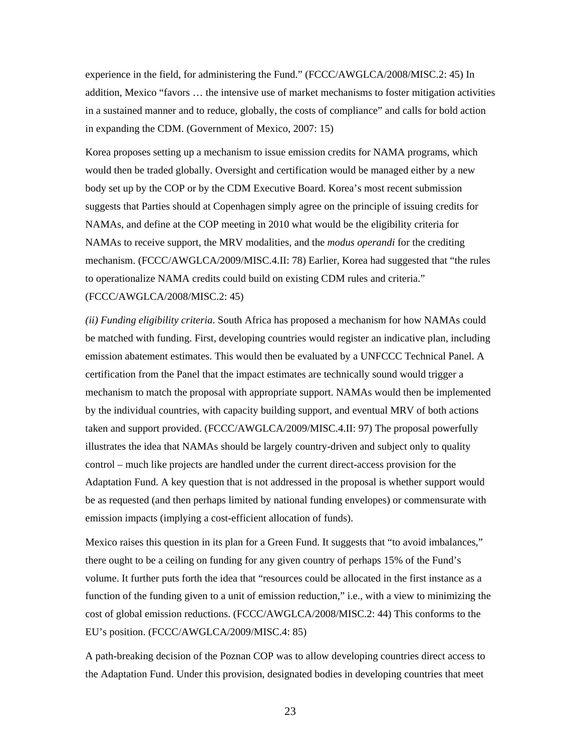experience in the field, for administering the Fund." (FCCC/AWGLCA/2008/MISC.2: 45) In addition, Mexico "favors … the intensive use of market mechanisms to foster mitigation activities in a sustained manner and to reduce, globally, the costs of compliance" and calls for bold action in expanding the CDM. (Government of Mexico, 2007: 15)

Korea proposes setting up a mechanism to issue emission credits for NAMA programs, which would then be traded globally. Oversight and certification would be managed either by a new body set up by the COP or by the CDM Executive Board. Korea's most recent submission suggests that Parties should at Copenhagen simply agree on the principle of issuing credits for NAMAs, and define at the COP meeting in 2010 what would be the eligibility criteria for NAMAs to receive support, the MRV modalities, and the *modus operandi* for the crediting mechanism. (FCCC/AWGLCA/2009/MISC.4.II: 78) Earlier, Korea had suggested that "the rules to operationalize NAMA credits could build on existing CDM rules and criteria." (FCCC/AWGLCA/2008/MISC.2: 45)

*(ii) Funding eligibility criteria*. South Africa has proposed a mechanism for how NAMAs could be matched with funding. First, developing countries would register an indicative plan, including emission abatement estimates. This would then be evaluated by a UNFCCC Technical Panel. A certification from the Panel that the impact estimates are technically sound would trigger a mechanism to match the proposal with appropriate support. NAMAs would then be implemented by the individual countries, with capacity building support, and eventual MRV of both actions taken and support provided. (FCCC/AWGLCA/2009/MISC.4.II: 97) The proposal powerfully illustrates the idea that NAMAs should be largely country-driven and subject only to quality control – much like projects are handled under the current direct-access provision for the Adaptation Fund. A key question that is not addressed in the proposal is whether support would be as requested (and then perhaps limited by national funding envelopes) or commensurate with emission impacts (implying a cost-efficient allocation of funds).

Mexico raises this question in its plan for a Green Fund. It suggests that "to avoid imbalances," there ought to be a ceiling on funding for any given country of perhaps 15% of the Fund's volume. It further puts forth the idea that "resources could be allocated in the first instance as a function of the funding given to a unit of emission reduction," i.e., with a view to minimizing the cost of global emission reductions. (FCCC/AWGLCA/2008/MISC.2: 44) This conforms to the EU's position. (FCCC/AWGLCA/2009/MISC.4: 85)

A path-breaking decision of the Poznan COP was to allow developing countries direct access to the Adaptation Fund. Under this provision, designated bodies in developing countries that meet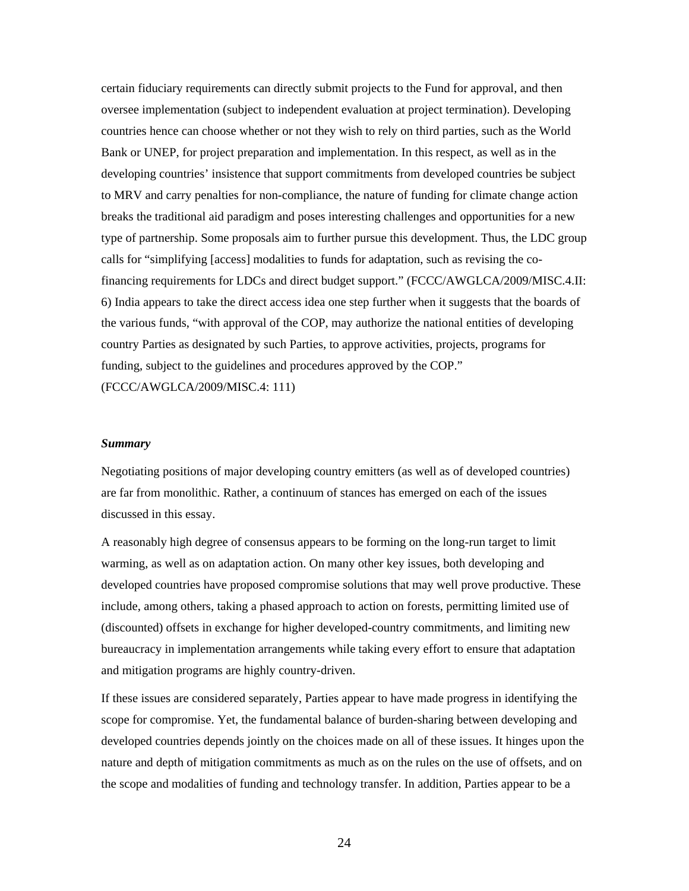certain fiduciary requirements can directly submit projects to the Fund for approval, and then oversee implementation (subject to independent evaluation at project termination). Developing countries hence can choose whether or not they wish to rely on third parties, such as the World Bank or UNEP, for project preparation and implementation. In this respect, as well as in the developing countries' insistence that support commitments from developed countries be subject to MRV and carry penalties for non-compliance, the nature of funding for climate change action breaks the traditional aid paradigm and poses interesting challenges and opportunities for a new type of partnership. Some proposals aim to further pursue this development. Thus, the LDC group calls for "simplifying [access] modalities to funds for adaptation, such as revising the co-financing requirements for LDCs and direct budget support." (FCCC/AWGLCA/2009/MISC.4.II: 6) India appears to take the direct access idea one step further when it suggests that the boards of the various funds, "with approval of the COP, may authorize the national entities of developing country Parties as designated by such Parties, to approve activities, projects, programs for funding, subject to the guidelines and procedures approved by the COP." (FCCC/AWGLCA/2009/MISC.4: 111)

### *Summary*

Negotiating positions of major developing country emitters (as well as of developed countries) are far from monolithic. Rather, a continuum of stances has emerged on each of the issues discussed in this essay.

A reasonably high degree of consensus appears to be forming on the long-run target to limit warming, as well as on adaptation action. On many other key issues, both developing and developed countries have proposed compromise solutions that may well prove productive. These include, among others, taking a phased approach to action on forests, permitting limited use of (discounted) offsets in exchange for higher developed-country commitments, and limiting new bureaucracy in implementation arrangements while taking every effort to ensure that adaptation and mitigation programs are highly country-driven.

If these issues are considered separately, Parties appear to have made progress in identifying the scope for compromise. Yet, the fundamental balance of burden-sharing between developing and developed countries depends jointly on the choices made on all of these issues. It hinges upon the nature and depth of mitigation commitments as much as on the rules on the use of offsets, and on the scope and modalities of funding and technology transfer. In addition, Parties appear to be a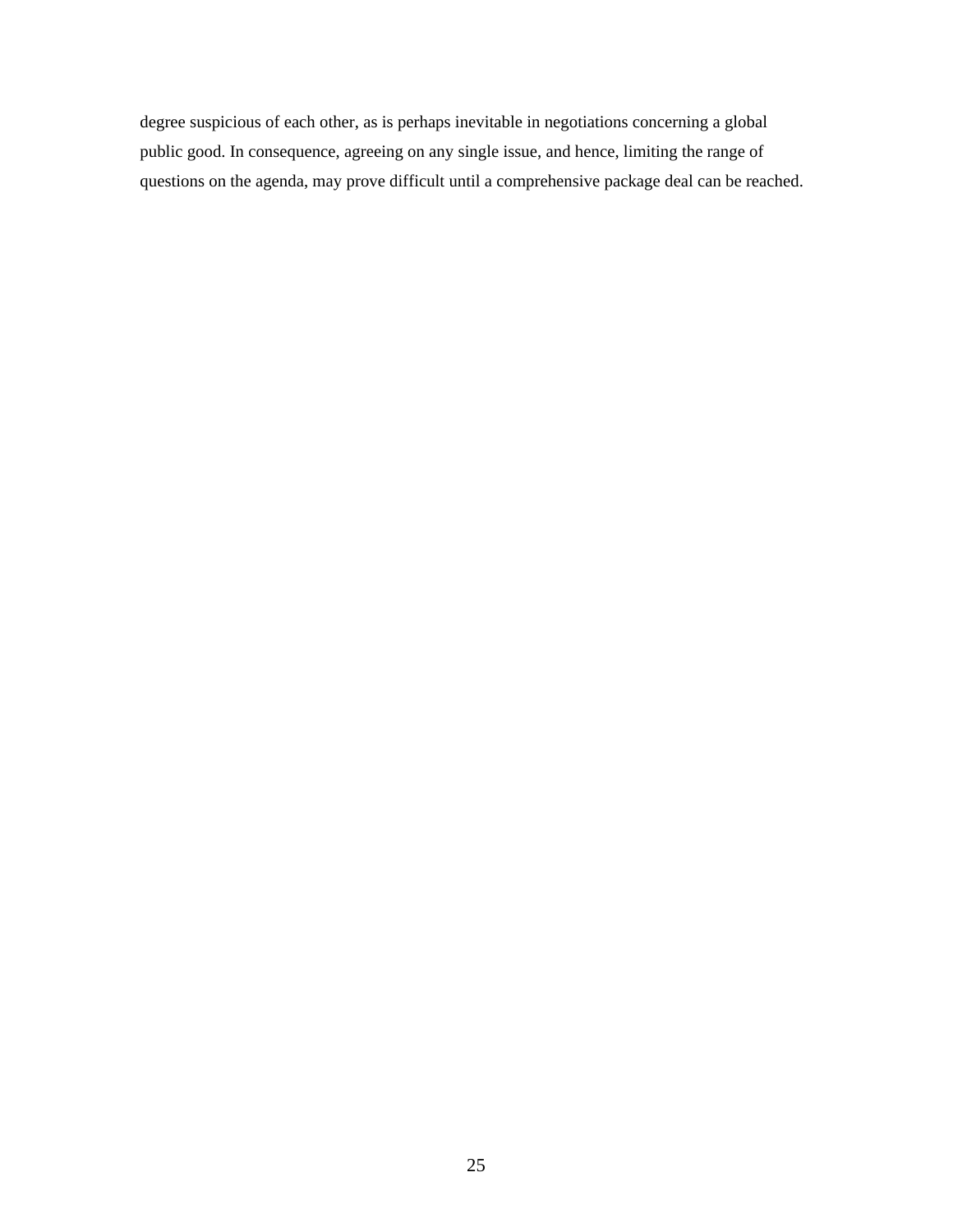degree suspicious of each other, as is perhaps inevitable in negotiations concerning a global public good. In consequence, agreeing on any single issue, and hence, limiting the range of questions on the agenda, may prove difficult until a comprehensive package deal can be reached.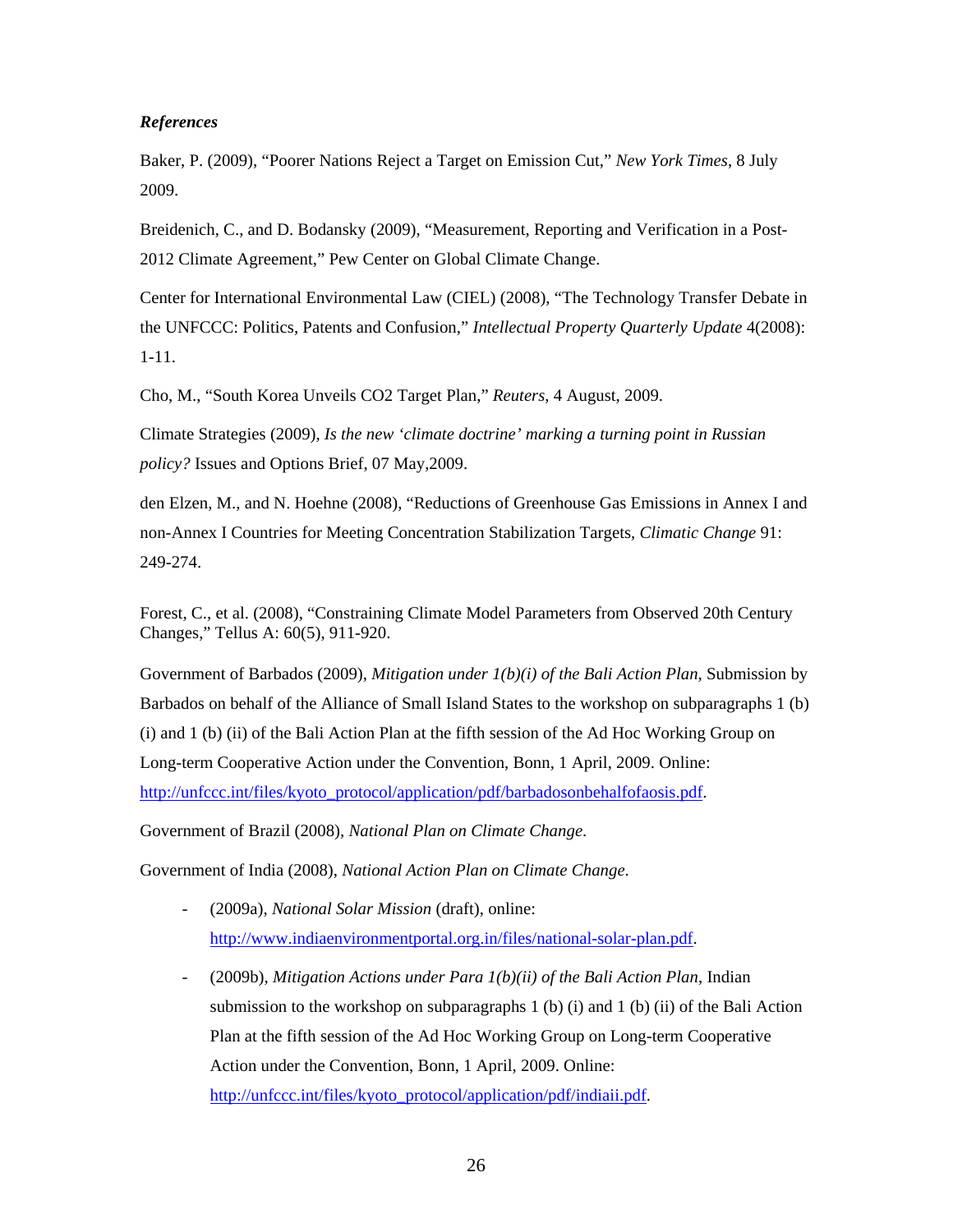***References***

Baker, P. (2009), "Poorer Nations Reject a Target on Emission Cut," *New York Times*, 8 July 2009.

Breidenich, C., and D. Bodansky (2009), "Measurement, Reporting and Verification in a Post-2012 Climate Agreement," Pew Center on Global Climate Change.

Center for International Environmental Law (CIEL) (2008), "The Technology Transfer Debate in the UNFCCC: Politics, Patents and Confusion," *Intellectual Property Quarterly Update* 4(2008): 1-11.

Cho, M., "South Korea Unveils CO2 Target Plan," *Reuters*, 4 August, 2009.

Climate Strategies (2009), *Is the new 'climate doctrine' marking a turning point in Russian policy?* Issues and Options Brief, 07 May,2009.

den Elzen, M., and N. Hoehne (2008), "Reductions of Greenhouse Gas Emissions in Annex I and non-Annex I Countries for Meeting Concentration Stabilization Targets, *Climatic Change* 91: 249-274.

Forest, C., et al. (2008), "Constraining Climate Model Parameters from Observed 20th Century Changes," Tellus A: 60(5), 911-920.

Government of Barbados (2009), *Mitigation under 1(b)(i) of the Bali Action Plan*, Submission by Barbados on behalf of the Alliance of Small Island States to the workshop on subparagraphs 1 (b) (i) and 1 (b) (ii) of the Bali Action Plan at the fifth session of the Ad Hoc Working Group on Long-term Cooperative Action under the Convention, Bonn, 1 April, 2009. Online: http://unfccc.int/files/kyoto_protocol/application/pdf/barbadosonbehalfofaosis.pdf.

Government of Brazil (2008), *National Plan on Climate Change*.

Government of India (2008), *National Action Plan on Climate Change*.

- (2009a), *National Solar Mission* (draft), online: http://www.indiaenvironmentportal.org.in/files/national-solar-plan.pdf.
- (2009b), *Mitigation Actions under Para 1(b)(ii) of the Bali Action Plan*, Indian submission to the workshop on subparagraphs 1 (b) (i) and 1 (b) (ii) of the Bali Action Plan at the fifth session of the Ad Hoc Working Group on Long-term Cooperative Action under the Convention, Bonn, 1 April, 2009. Online: http://unfccc.int/files/kyoto_protocol/application/pdf/indiaii.pdf.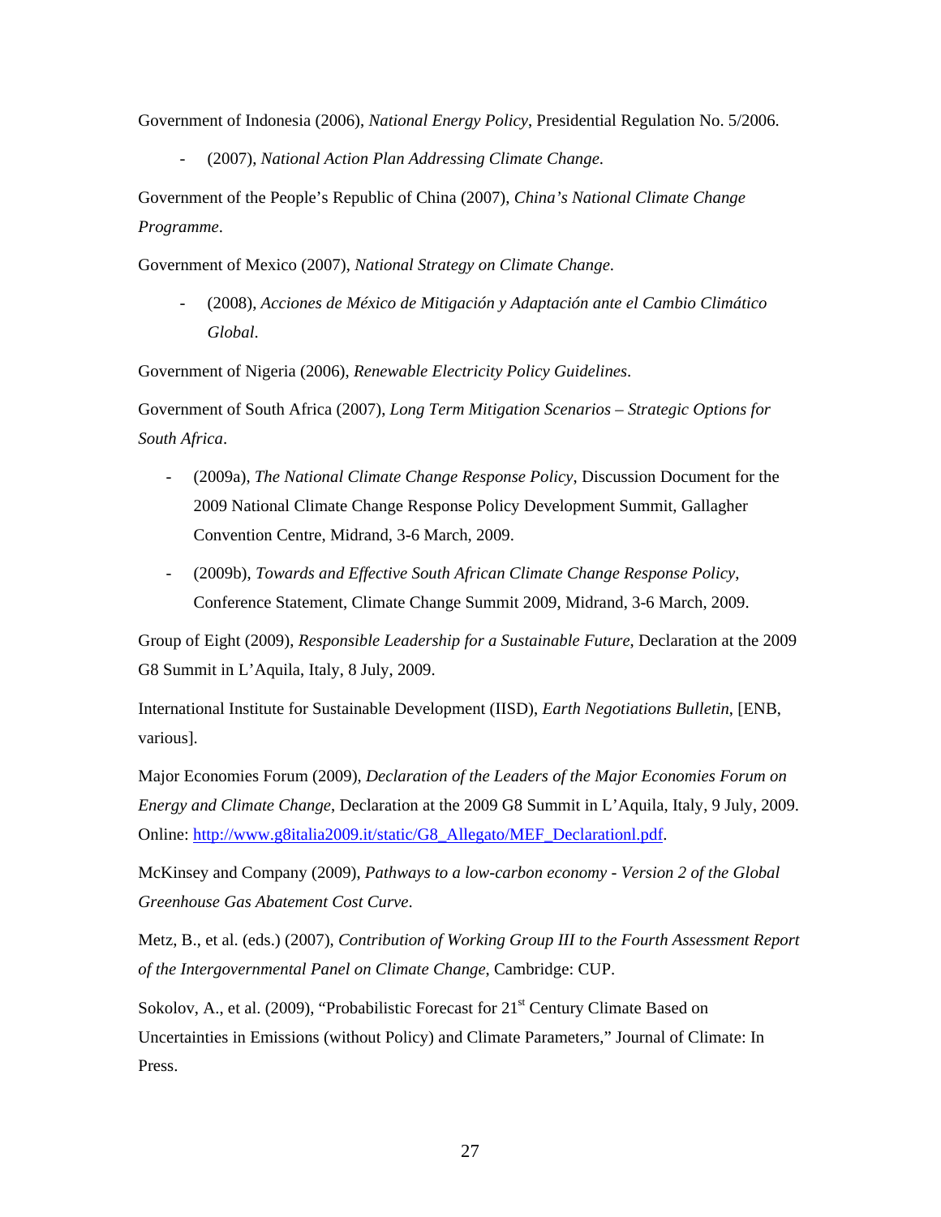Government of Indonesia (2006), *National Energy Policy*, Presidential Regulation No. 5/2006.

- (2007), *National Action Plan Addressing Climate Change*.

Government of the People's Republic of China (2007), *China's National Climate Change Programme*.

Government of Mexico (2007), *National Strategy on Climate Change*.

- (2008), *Acciones de México de Mitigación y Adaptación ante el Cambio Climático Global*.

Government of Nigeria (2006), *Renewable Electricity Policy Guidelines*.

Government of South Africa (2007), *Long Term Mitigation Scenarios – Strategic Options for South Africa*.

- (2009a), *The National Climate Change Response Policy*, Discussion Document for the 2009 National Climate Change Response Policy Development Summit, Gallagher Convention Centre, Midrand, 3-6 March, 2009.
- (2009b), *Towards and Effective South African Climate Change Response Policy*, Conference Statement, Climate Change Summit 2009, Midrand, 3-6 March, 2009.

Group of Eight (2009), *Responsible Leadership for a Sustainable Future*, Declaration at the 2009 G8 Summit in L'Aquila, Italy, 8 July, 2009.

International Institute for Sustainable Development (IISD), *Earth Negotiations Bulletin*, [ENB, various].

Major Economies Forum (2009), *Declaration of the Leaders of the Major Economies Forum on Energy and Climate Change*, Declaration at the 2009 G8 Summit in L'Aquila, Italy, 9 July, 2009. Online: http://www.g8italia2009.it/static/G8_Allegato/MEF_Declarationl.pdf.

McKinsey and Company (2009), *Pathways to a low-carbon economy - Version 2 of the Global Greenhouse Gas Abatement Cost Curve*.

Metz, B., et al. (eds.) (2007), *Contribution of Working Group III to the Fourth Assessment Report of the Intergovernmental Panel on Climate Change*, Cambridge: CUP.

Sokolov, A., et al. (2009), "Probabilistic Forecast for 21st Century Climate Based on Uncertainties in Emissions (without Policy) and Climate Parameters," Journal of Climate: In Press.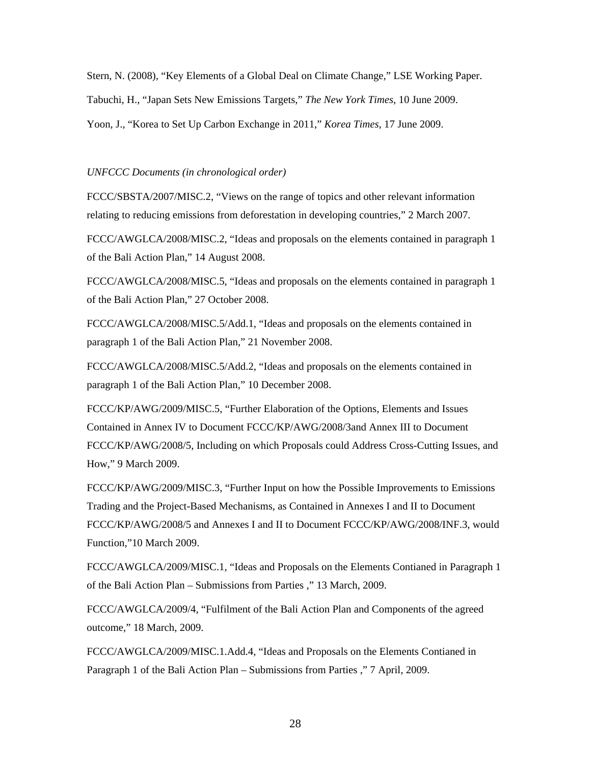Stern, N. (2008), "Key Elements of a Global Deal on Climate Change," LSE Working Paper.

Tabuchi, H., "Japan Sets New Emissions Targets," *The New York Times*, 10 June 2009.

Yoon, J., "Korea to Set Up Carbon Exchange in 2011," *Korea Times*, 17 June 2009.

*UNFCCC Documents (in chronological order)*

FCCC/SBSTA/2007/MISC.2, "Views on the range of topics and other relevant information relating to reducing emissions from deforestation in developing countries," 2 March 2007.

FCCC/AWGLCA/2008/MISC.2, "Ideas and proposals on the elements contained in paragraph 1 of the Bali Action Plan," 14 August 2008.

FCCC/AWGLCA/2008/MISC.5, "Ideas and proposals on the elements contained in paragraph 1 of the Bali Action Plan," 27 October 2008.

FCCC/AWGLCA/2008/MISC.5/Add.1, "Ideas and proposals on the elements contained in paragraph 1 of the Bali Action Plan," 21 November 2008.

FCCC/AWGLCA/2008/MISC.5/Add.2, "Ideas and proposals on the elements contained in paragraph 1 of the Bali Action Plan," 10 December 2008.

FCCC/KP/AWG/2009/MISC.5, "Further Elaboration of the Options, Elements and Issues Contained in Annex IV to Document FCCC/KP/AWG/2008/3and Annex III to Document FCCC/KP/AWG/2008/5, Including on which Proposals could Address Cross-Cutting Issues, and How," 9 March 2009.

FCCC/KP/AWG/2009/MISC.3, "Further Input on how the Possible Improvements to Emissions Trading and the Project-Based Mechanisms, as Contained in Annexes I and II to Document FCCC/KP/AWG/2008/5 and Annexes I and II to Document FCCC/KP/AWG/2008/INF.3, would Function,"10 March 2009.

FCCC/AWGLCA/2009/MISC.1, "Ideas and Proposals on the Elements Contianed in Paragraph 1 of the Bali Action Plan – Submissions from Parties ," 13 March, 2009.

FCCC/AWGLCA/2009/4, "Fulfilment of the Bali Action Plan and Components of the agreed outcome," 18 March, 2009.

FCCC/AWGLCA/2009/MISC.1.Add.4, "Ideas and Proposals on the Elements Contianed in Paragraph 1 of the Bali Action Plan – Submissions from Parties ," 7 April, 2009.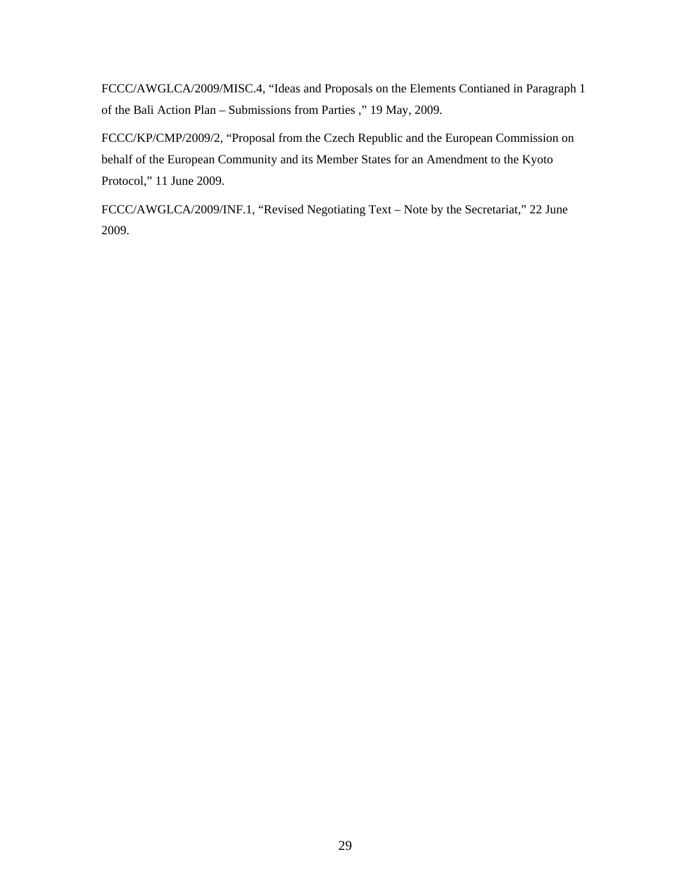FCCC/AWGLCA/2009/MISC.4, “Ideas and Proposals on the Elements Contianed in Paragraph 1 of the Bali Action Plan – Submissions from Parties ,” 19 May, 2009.

FCCC/KP/CMP/2009/2, “Proposal from the Czech Republic and the European Commission on behalf of the European Community and its Member States for an Amendment to the Kyoto Protocol,” 11 June 2009.

FCCC/AWGLCA/2009/INF.1, “Revised Negotiating Text – Note by the Secretariat,” 22 June 2009.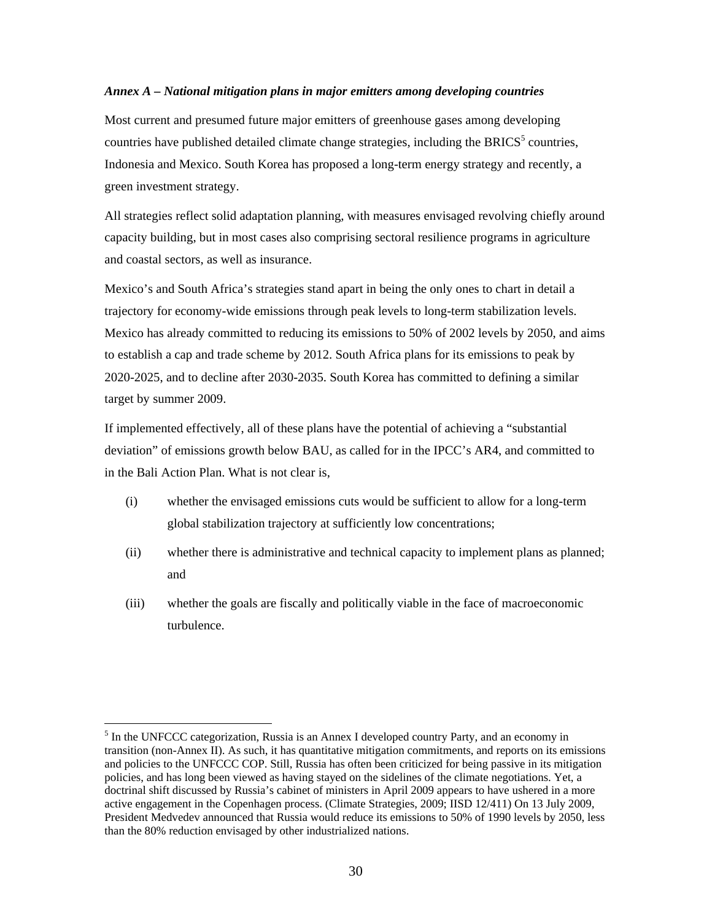***Annex A – National mitigation plans in major emitters among developing countries***

Most current and presumed future major emitters of greenhouse gases among developing countries have published detailed climate change strategies, including the BRICS[5] countries, Indonesia and Mexico. South Korea has proposed a long-term energy strategy and recently, a green investment strategy.

All strategies reflect solid adaptation planning, with measures envisaged revolving chiefly around capacity building, but in most cases also comprising sectoral resilience programs in agriculture and coastal sectors, as well as insurance.

Mexico's and South Africa's strategies stand apart in being the only ones to chart in detail a trajectory for economy-wide emissions through peak levels to long-term stabilization levels. Mexico has already committed to reducing its emissions to 50% of 2002 levels by 2050, and aims to establish a cap and trade scheme by 2012. South Africa plans for its emissions to peak by 2020-2025, and to decline after 2030-2035. South Korea has committed to defining a similar target by summer 2009.

If implemented effectively, all of these plans have the potential of achieving a "substantial deviation" of emissions growth below BAU, as called for in the IPCC's AR4, and committed to in the Bali Action Plan. What is not clear is,

(i) whether the envisaged emissions cuts would be sufficient to allow for a long-term global stabilization trajectory at sufficiently low concentrations;

(ii) whether there is administrative and technical capacity to implement plans as planned; and

(iii) whether the goals are fiscally and politically viable in the face of macroeconomic turbulence.

---

[5] In the UNFCCC categorization, Russia is an Annex I developed country Party, and an economy in transition (non-Annex II). As such, it has quantitative mitigation commitments, and reports on its emissions and policies to the UNFCCC COP. Still, Russia has often been criticized for being passive in its mitigation policies, and has long been viewed as having stayed on the sidelines of the climate negotiations. Yet, a doctrinal shift discussed by Russia's cabinet of ministers in April 2009 appears to have ushered in a more active engagement in the Copenhagen process. (Climate Strategies, 2009; IISD 12/411) On 13 July 2009, President Medvedev announced that Russia would reduce its emissions to 50% of 1990 levels by 2050, less than the 80% reduction envisaged by other industrialized nations.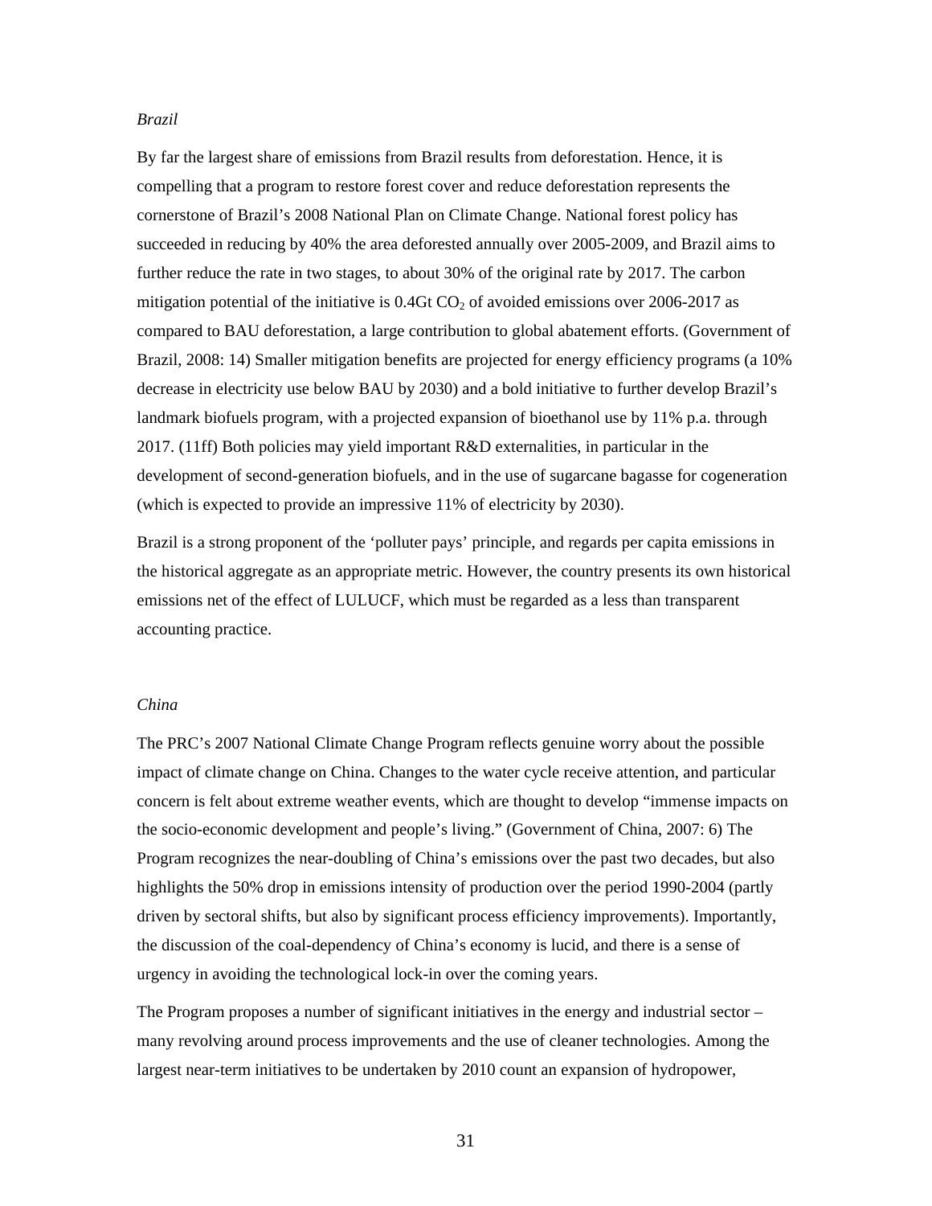*Brazil*

By far the largest share of emissions from Brazil results from deforestation. Hence, it is compelling that a program to restore forest cover and reduce deforestation represents the cornerstone of Brazil's 2008 National Plan on Climate Change. National forest policy has succeeded in reducing by 40% the area deforested annually over 2005-2009, and Brazil aims to further reduce the rate in two stages, to about 30% of the original rate by 2017. The carbon mitigation potential of the initiative is 0.4Gt $CO_2$ of avoided emissions over 2006-2017 as compared to BAU deforestation, a large contribution to global abatement efforts. (Government of Brazil, 2008: 14) Smaller mitigation benefits are projected for energy efficiency programs (a 10% decrease in electricity use below BAU by 2030) and a bold initiative to further develop Brazil's landmark biofuels program, with a projected expansion of bioethanol use by 11% p.a. through 2017. (11ff) Both policies may yield important R&D externalities, in particular in the development of second-generation biofuels, and in the use of sugarcane bagasse for cogeneration (which is expected to provide an impressive 11% of electricity by 2030).

Brazil is a strong proponent of the 'polluter pays' principle, and regards per capita emissions in the historical aggregate as an appropriate metric. However, the country presents its own historical emissions net of the effect of LULUCF, which must be regarded as a less than transparent accounting practice.

*China*

The PRC's 2007 National Climate Change Program reflects genuine worry about the possible impact of climate change on China. Changes to the water cycle receive attention, and particular concern is felt about extreme weather events, which are thought to develop "immense impacts on the socio-economic development and people's living." (Government of China, 2007: 6) The Program recognizes the near-doubling of China's emissions over the past two decades, but also highlights the 50% drop in emissions intensity of production over the period 1990-2004 (partly driven by sectoral shifts, but also by significant process efficiency improvements). Importantly, the discussion of the coal-dependency of China's economy is lucid, and there is a sense of urgency in avoiding the technological lock-in over the coming years.

The Program proposes a number of significant initiatives in the energy and industrial sector – many revolving around process improvements and the use of cleaner technologies. Among the largest near-term initiatives to be undertaken by 2010 count an expansion of hydropower,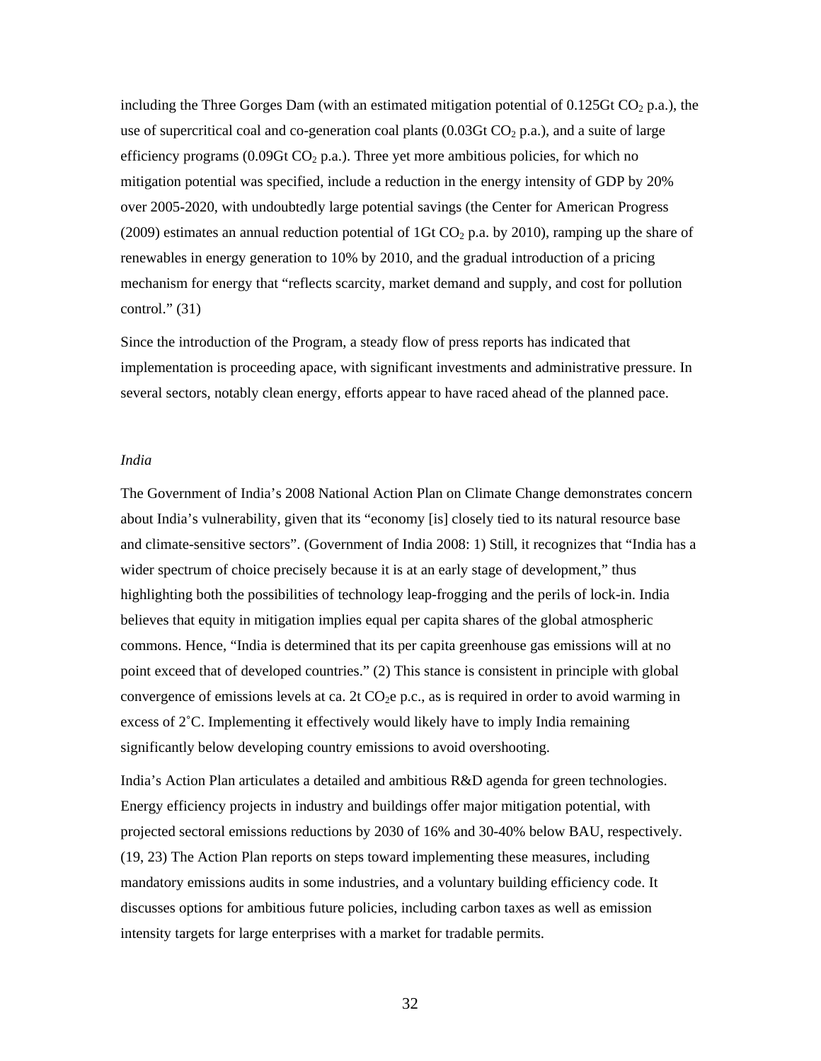including the Three Gorges Dam (with an estimated mitigation potential of 0.125Gt $CO_2$ p.a.), the use of supercritical coal and co-generation coal plants (0.03Gt $CO_2$ p.a.), and a suite of large efficiency programs (0.09Gt $CO_2$ p.a.). Three yet more ambitious policies, for which no mitigation potential was specified, include a reduction in the energy intensity of GDP by 20% over 2005-2020, with undoubtedly large potential savings (the Center for American Progress (2009) estimates an annual reduction potential of 1Gt $CO_2$ p.a. by 2010), ramping up the share of renewables in energy generation to 10% by 2010, and the gradual introduction of a pricing mechanism for energy that "reflects scarcity, market demand and supply, and cost for pollution control." (31)

Since the introduction of the Program, a steady flow of press reports has indicated that implementation is proceeding apace, with significant investments and administrative pressure. In several sectors, notably clean energy, efforts appear to have raced ahead of the planned pace.

*India*

The Government of India's 2008 National Action Plan on Climate Change demonstrates concern about India's vulnerability, given that its "economy [is] closely tied to its natural resource base and climate-sensitive sectors". (Government of India 2008: 1) Still, it recognizes that "India has a wider spectrum of choice precisely because it is at an early stage of development," thus highlighting both the possibilities of technology leap-frogging and the perils of lock-in. India believes that equity in mitigation implies equal per capita shares of the global atmospheric commons. Hence, "India is determined that its per capita greenhouse gas emissions will at no point exceed that of developed countries." (2) This stance is consistent in principle with global convergence of emissions levels at ca. 2t $CO_2$e p.c., as is required in order to avoid warming in excess of 2˚C. Implementing it effectively would likely have to imply India remaining significantly below developing country emissions to avoid overshooting.

India's Action Plan articulates a detailed and ambitious R&D agenda for green technologies. Energy efficiency projects in industry and buildings offer major mitigation potential, with projected sectoral emissions reductions by 2030 of 16% and 30-40% below BAU, respectively. (19, 23) The Action Plan reports on steps toward implementing these measures, including mandatory emissions audits in some industries, and a voluntary building efficiency code. It discusses options for ambitious future policies, including carbon taxes as well as emission intensity targets for large enterprises with a market for tradable permits.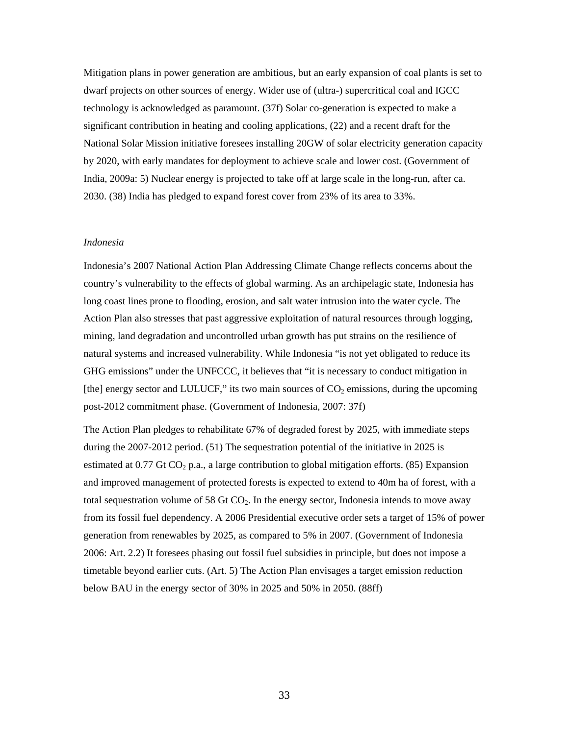Mitigation plans in power generation are ambitious, but an early expansion of coal plants is set to dwarf projects on other sources of energy. Wider use of (ultra-) supercritical coal and IGCC technology is acknowledged as paramount. (37f) Solar co-generation is expected to make a significant contribution in heating and cooling applications, (22) and a recent draft for the National Solar Mission initiative foresees installing 20GW of solar electricity generation capacity by 2020, with early mandates for deployment to achieve scale and lower cost. (Government of India, 2009a: 5) Nuclear energy is projected to take off at large scale in the long-run, after ca. 2030. (38) India has pledged to expand forest cover from 23% of its area to 33%.

*Indonesia*

Indonesia's 2007 National Action Plan Addressing Climate Change reflects concerns about the country's vulnerability to the effects of global warming. As an archipelagic state, Indonesia has long coast lines prone to flooding, erosion, and salt water intrusion into the water cycle. The Action Plan also stresses that past aggressive exploitation of natural resources through logging, mining, land degradation and uncontrolled urban growth has put strains on the resilience of natural systems and increased vulnerability. While Indonesia "is not yet obligated to reduce its GHG emissions" under the UNFCCC, it believes that "it is necessary to conduct mitigation in [the] energy sector and LULUCF," its two main sources of $CO_2$ emissions, during the upcoming post-2012 commitment phase. (Government of Indonesia, 2007: 37f)

The Action Plan pledges to rehabilitate 67% of degraded forest by 2025, with immediate steps during the 2007-2012 period. (51) The sequestration potential of the initiative in 2025 is estimated at 0.77 Gt $CO_2$ p.a., a large contribution to global mitigation efforts. (85) Expansion and improved management of protected forests is expected to extend to 40m ha of forest, with a total sequestration volume of 58 Gt $CO_2$. In the energy sector, Indonesia intends to move away from its fossil fuel dependency. A 2006 Presidential executive order sets a target of 15% of power generation from renewables by 2025, as compared to 5% in 2007. (Government of Indonesia 2006: Art. 2.2) It foresees phasing out fossil fuel subsidies in principle, but does not impose a timetable beyond earlier cuts. (Art. 5) The Action Plan envisages a target emission reduction below BAU in the energy sector of 30% in 2025 and 50% in 2050. (88ff)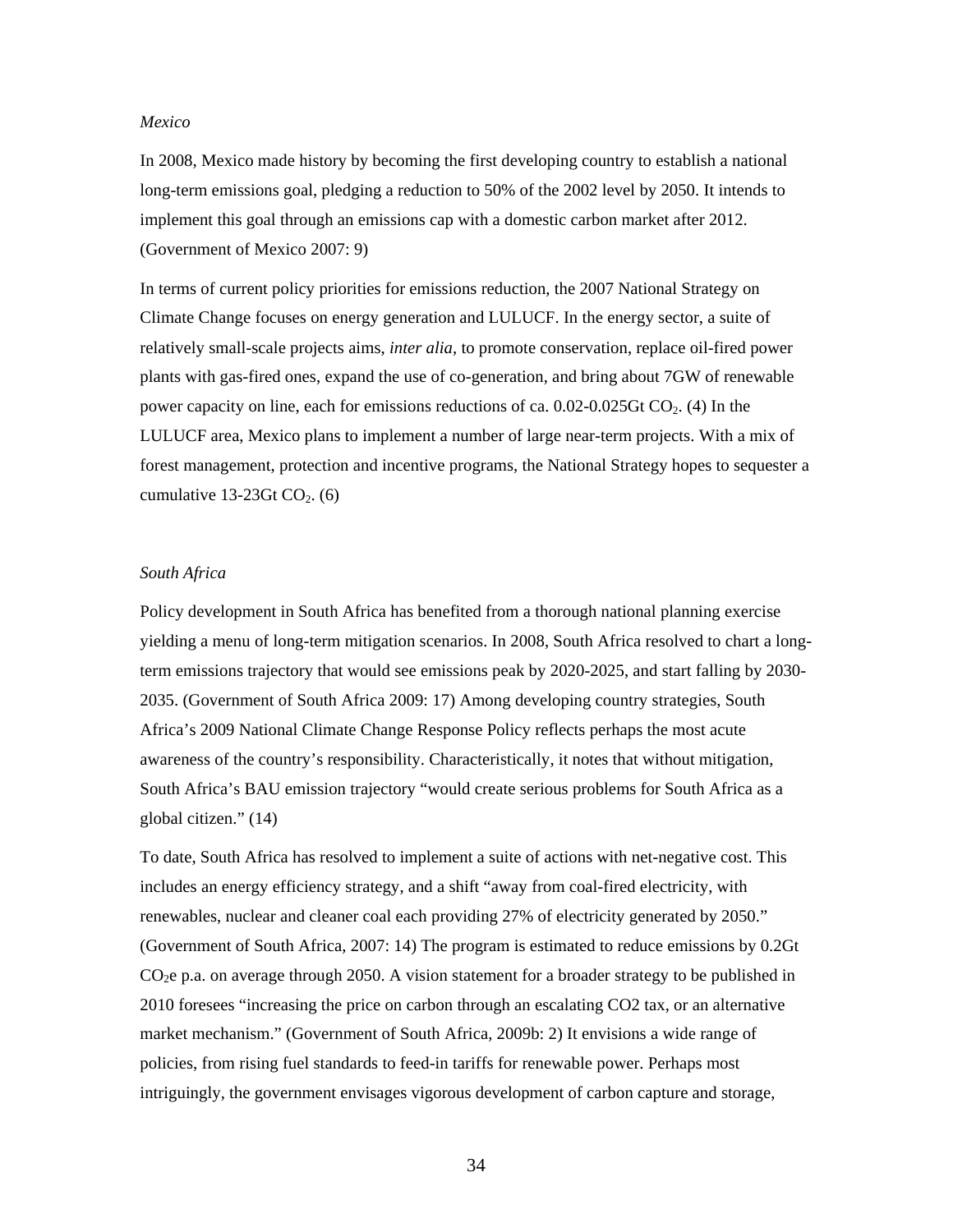*Mexico*

In 2008, Mexico made history by becoming the first developing country to establish a national long-term emissions goal, pledging a reduction to 50% of the 2002 level by 2050. It intends to implement this goal through an emissions cap with a domestic carbon market after 2012. (Government of Mexico 2007: 9)

In terms of current policy priorities for emissions reduction, the 2007 National Strategy on Climate Change focuses on energy generation and LULUCF. In the energy sector, a suite of relatively small-scale projects aims, *inter alia*, to promote conservation, replace oil-fired power plants with gas-fired ones, expand the use of co-generation, and bring about 7GW of renewable power capacity on line, each for emissions reductions of ca. 0.02-0.025Gt $CO_2$. (4) In the LULUCF area, Mexico plans to implement a number of large near-term projects. With a mix of forest management, protection and incentive programs, the National Strategy hopes to sequester a cumulative 13-23Gt $CO_2$. (6)

*South Africa*

Policy development in South Africa has benefited from a thorough national planning exercise yielding a menu of long-term mitigation scenarios. In 2008, South Africa resolved to chart a long-term emissions trajectory that would see emissions peak by 2020-2025, and start falling by 2030-2035. (Government of South Africa 2009: 17) Among developing country strategies, South Africa's 2009 National Climate Change Response Policy reflects perhaps the most acute awareness of the country's responsibility. Characteristically, it notes that without mitigation, South Africa's BAU emission trajectory "would create serious problems for South Africa as a global citizen." (14)

To date, South Africa has resolved to implement a suite of actions with net-negative cost. This includes an energy efficiency strategy, and a shift "away from coal-fired electricity, with renewables, nuclear and cleaner coal each providing 27% of electricity generated by 2050." (Government of South Africa, 2007: 14) The program is estimated to reduce emissions by 0.2Gt $CO_2e$ p.a. on average through 2050. A vision statement for a broader strategy to be published in 2010 foresees "increasing the price on carbon through an escalating CO2 tax, or an alternative market mechanism." (Government of South Africa, 2009b: 2) It envisions a wide range of policies, from rising fuel standards to feed-in tariffs for renewable power. Perhaps most intriguingly, the government envisages vigorous development of carbon capture and storage,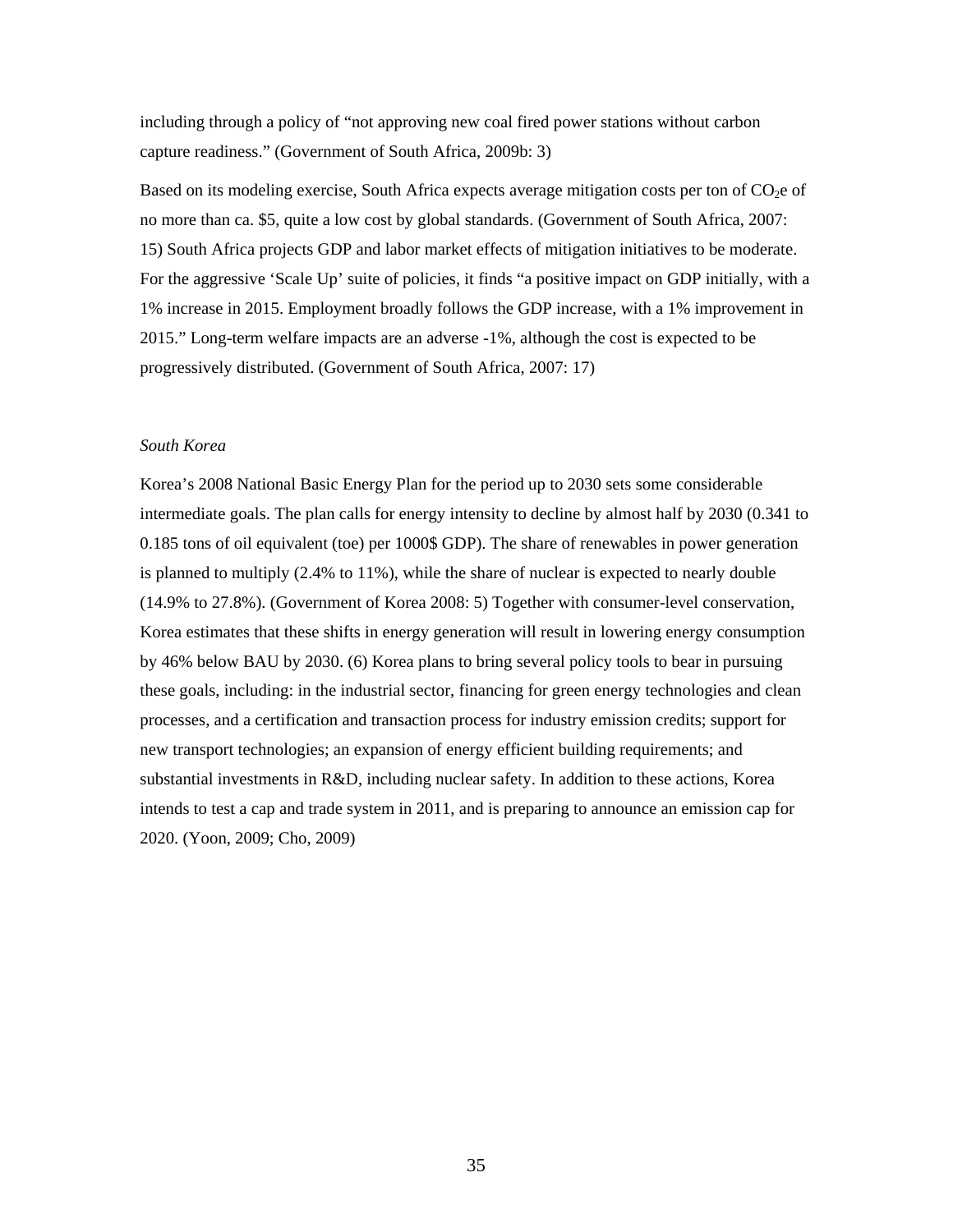including through a policy of “not approving new coal fired power stations without carbon capture readiness.” (Government of South Africa, 2009b: 3)

Based on its modeling exercise, South Africa expects average mitigation costs per ton of $CO_2$e of no more than ca. $5, quite a low cost by global standards. (Government of South Africa, 2007: 15) South Africa projects GDP and labor market effects of mitigation initiatives to be moderate. For the aggressive ‘Scale Up’ suite of policies, it finds “a positive impact on GDP initially, with a 1% increase in 2015. Employment broadly follows the GDP increase, with a 1% improvement in 2015.” Long-term welfare impacts are an adverse -1%, although the cost is expected to be progressively distributed. (Government of South Africa, 2007: 17)

*South Korea*

Korea’s 2008 National Basic Energy Plan for the period up to 2030 sets some considerable intermediate goals. The plan calls for energy intensity to decline by almost half by 2030 (0.341 to 0.185 tons of oil equivalent (toe) per 1000$ GDP). The share of renewables in power generation is planned to multiply (2.4% to 11%), while the share of nuclear is expected to nearly double (14.9% to 27.8%). (Government of Korea 2008: 5) Together with consumer-level conservation, Korea estimates that these shifts in energy generation will result in lowering energy consumption by 46% below BAU by 2030. (6) Korea plans to bring several policy tools to bear in pursuing these goals, including: in the industrial sector, financing for green energy technologies and clean processes, and a certification and transaction process for industry emission credits; support for new transport technologies; an expansion of energy efficient building requirements; and substantial investments in R&D, including nuclear safety. In addition to these actions, Korea intends to test a cap and trade system in 2011, and is preparing to announce an emission cap for 2020. (Yoon, 2009; Cho, 2009)